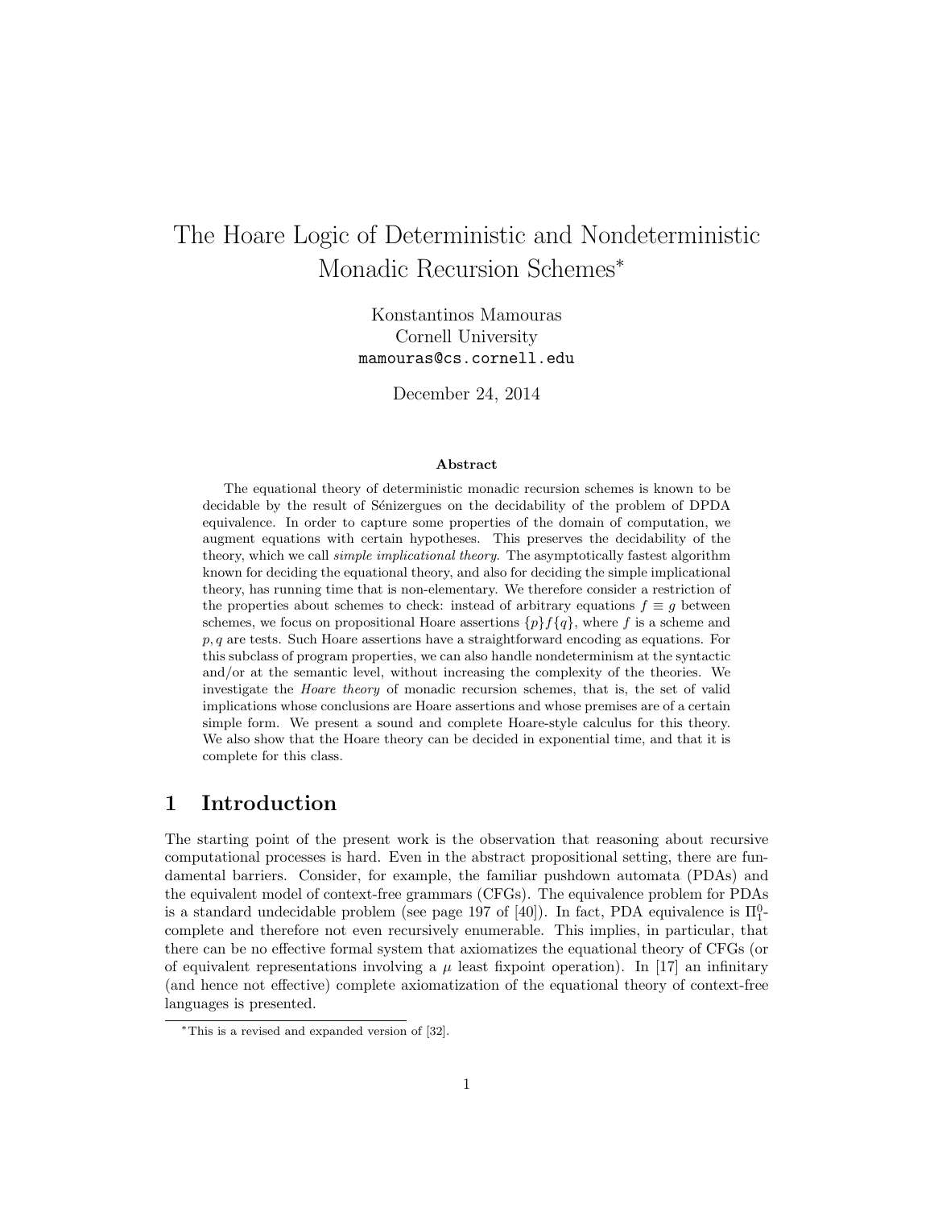# The Hoare Logic of Deterministic and Nondeterministic Monadic Recursion Schemes*

Konstantinos Mamouras
Cornell University
mamouras@cs.cornell.edu

December 24, 2014

### Abstract

The equational theory of deterministic monadic recursion schemes is known to be decidable by the result of Sénizergues on the decidability of the problem of DPDA equivalence. In order to capture some properties of the domain of computation, we augment equations with certain hypotheses. This preserves the decidability of the theory, which we call *simple implicational theory*. The asymptotically fastest algorithm known for deciding the equational theory, and also for deciding the simple implicational theory, has running time that is non-elementary. We therefore consider a restriction of the properties about schemes to check: instead of arbitrary equations $f \equiv g$ between schemes, we focus on propositional Hoare assertions $\{p\}f\{q\}$, where $f$ is a scheme and $p, q$ are tests. Such Hoare assertions have a straightforward encoding as equations. For this subclass of program properties, we can also handle nondeterminism at the syntactic and/or at the semantic level, without increasing the complexity of the theories. We investigate the *Hoare theory* of monadic recursion schemes, that is, the set of valid implications whose conclusions are Hoare assertions and whose premises are of a certain simple form. We present a sound and complete Hoare-style calculus for this theory. We also show that the Hoare theory can be decided in exponential time, and that it is complete for this class.

## 1 Introduction

The starting point of the present work is the observation that reasoning about recursive computational processes is hard. Even in the abstract propositional setting, there are fundamental barriers. Consider, for example, the familiar pushdown automata (PDAs) and the equivalent model of context-free grammars (CFGs). The equivalence problem for PDAs is a standard undecidable problem (see page 197 of [40]). In fact, PDA equivalence is $\Pi^0_1$-complete and therefore not even recursively enumerable. This implies, in particular, that there can be no effective formal system that axiomatizes the equational theory of CFGs (or of equivalent representations involving a $\mu$ least fixpoint operation). In [17] an infinitary (and hence not effective) complete axiomatization of the equational theory of context-free languages is presented.

---

*This is a revised and expanded version of [32].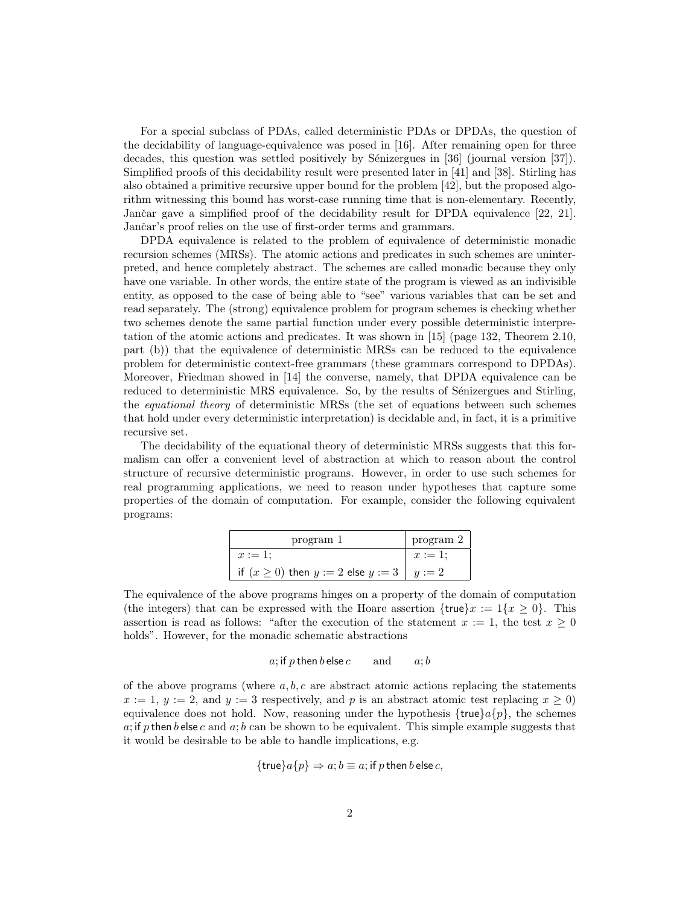For a special subclass of PDAs, called deterministic PDAs or DPDAs, the question of the decidability of language-equivalence was posed in [16]. After remaining open for three decades, this question was settled positively by Sénizergues in [36] (journal version [37]). Simplified proofs of this decidability result were presented later in [41] and [38]. Stirling has also obtained a primitive recursive upper bound for the problem [42], but the proposed algorithm witnessing this bound has worst-case running time that is non-elementary. Recently, Jančar gave a simplified proof of the decidability result for DPDA equivalence [22, 21]. Jančar's proof relies on the use of first-order terms and grammars.

DPDA equivalence is related to the problem of equivalence of deterministic monadic recursion schemes (MRSs). The atomic actions and predicates in such schemes are uninterpreted, and hence completely abstract. The schemes are called monadic because they only have one variable. In other words, the entire state of the program is viewed as an indivisible entity, as opposed to the case of being able to "see" various variables that can be set and read separately. The (strong) equivalence problem for program schemes is checking whether two schemes denote the same partial function under every possible deterministic interpretation of the atomic actions and predicates. It was shown in [15] (page 132, Theorem 2.10, part (b)) that the equivalence of deterministic MRSs can be reduced to the equivalence problem for deterministic context-free grammars (these grammars correspond to DPDAs). Moreover, Friedman showed in [14] the converse, namely, that DPDA equivalence can be reduced to deterministic MRS equivalence. So, by the results of Sénizergues and Stirling, the *equational theory* of deterministic MRSs (the set of equations between such schemes that hold under every deterministic interpretation) is decidable and, in fact, it is a primitive recursive set.

The decidability of the equational theory of deterministic MRSs suggests that this formalism can offer a convenient level of abstraction at which to reason about the control structure of recursive deterministic programs. However, in order to use such schemes for real programming applications, we need to reason under hypotheses that capture some properties of the domain of computation. For example, consider the following equivalent programs:

| program 1 | program 2 |
|---|---|
| $x := 1;$ | $x := 1;$ |
| if $(x \geq 0)$ then $y := 2$ else $y := 3$ | $y := 2$ |

The equivalence of the above programs hinges on a property of the domain of computation (the integers) that can be expressed with the Hoare assertion $\{\mathsf{true}\}x := 1\{x \geq 0\}$. This assertion is read as follows: "after the execution of the statement $x := 1$, the test $x \geq 0$ holds". However, for the monadic schematic abstractions

$$a; \mathsf{if}\ p\ \mathsf{then}\ b\ \mathsf{else}\ c \qquad \text{and} \qquad a; b$$

of the above programs (where $a, b, c$ are abstract atomic actions replacing the statements $x := 1$, $y := 2$, and $y := 3$ respectively, and $p$ is an abstract atomic test replacing $x \geq 0$) equivalence does not hold. Now, reasoning under the hypothesis $\{\mathsf{true}\}a\{p\}$, the schemes $a; \mathsf{if}\ p\ \mathsf{then}\ b\ \mathsf{else}\ c$ and $a; b$ can be shown to be equivalent. This simple example suggests that it would be desirable to be able to handle implications, e.g.

$$\{\mathsf{true}\}a\{p\} \Rightarrow a; b \equiv a; \mathsf{if}\ p\ \mathsf{then}\ b\ \mathsf{else}\ c,$$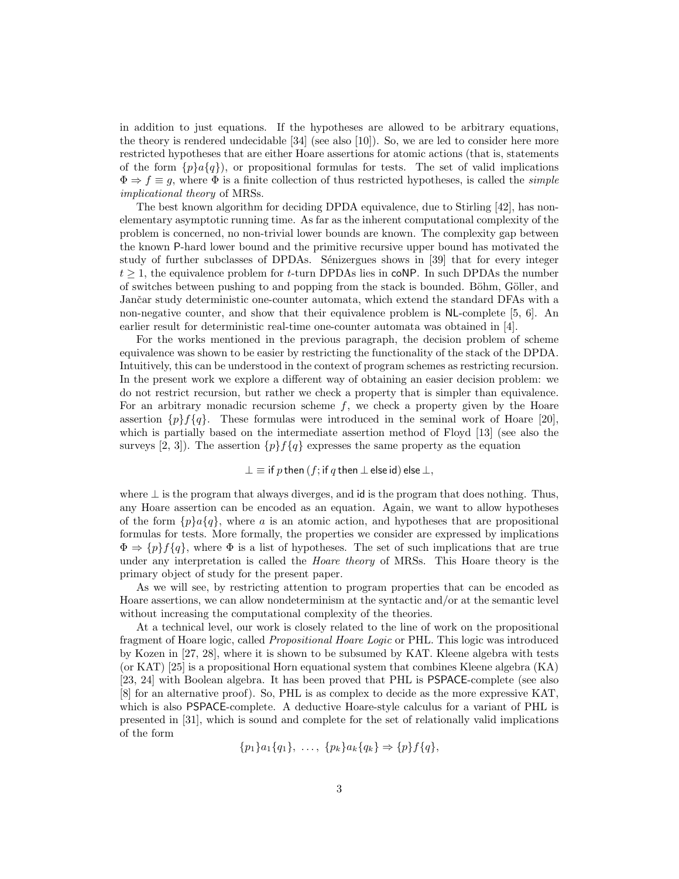in addition to just equations. If the hypotheses are allowed to be arbitrary equations, the theory is rendered undecidable [34] (see also [10]). So, we are led to consider here more restricted hypotheses that are either Hoare assertions for atomic actions (that is, statements of the form $\{p\}a\{q\}$), or propositional formulas for tests. The set of valid implications $\Phi \Rightarrow f \equiv g$, where $\Phi$ is a finite collection of thus restricted hypotheses, is called the *simple implicational theory* of MRSs.

The best known algorithm for deciding DPDA equivalence, due to Stirling [42], has non-elementary asymptotic running time. As far as the inherent computational complexity of the problem is concerned, no non-trivial lower bounds are known. The complexity gap between the known P-hard lower bound and the primitive recursive upper bound has motivated the study of further subclasses of DPDAs. Sénizergues shows in [39] that for every integer $t \geq 1$, the equivalence problem for $t$-turn DPDAs lies in coNP. In such DPDAs the number of switches between pushing to and popping from the stack is bounded. Böhm, Göller, and Jančar study deterministic one-counter automata, which extend the standard DFAs with a non-negative counter, and show that their equivalence problem is NL-complete [5, 6]. An earlier result for deterministic real-time one-counter automata was obtained in [4].

For the works mentioned in the previous paragraph, the decision problem of scheme equivalence was shown to be easier by restricting the functionality of the stack of the DPDA. Intuitively, this can be understood in the context of program schemes as restricting recursion. In the present work we explore a different way of obtaining an easier decision problem: we do not restrict recursion, but rather we check a property that is simpler than equivalence. For an arbitrary monadic recursion scheme $f$, we check a property given by the Hoare assertion $\{p\}f\{q\}$. These formulas were introduced in the seminal work of Hoare [20], which is partially based on the intermediate assertion method of Floyd [13] (see also the surveys [2, 3]). The assertion $\{p\}f\{q\}$ expresses the same property as the equation

$$\bot \equiv \mathsf{if}\ p\ \mathsf{then}\ (f; \mathsf{if}\ q\ \mathsf{then}\ \bot\ \mathsf{else}\ \mathsf{id})\ \mathsf{else}\ \bot,$$

where $\bot$ is the program that always diverges, and $\mathsf{id}$ is the program that does nothing. Thus, any Hoare assertion can be encoded as an equation. Again, we want to allow hypotheses of the form $\{p\}a\{q\}$, where $a$ is an atomic action, and hypotheses that are propositional formulas for tests. More formally, the properties we consider are expressed by implications $\Phi \Rightarrow \{p\}f\{q\}$, where $\Phi$ is a list of hypotheses. The set of such implications that are true under any interpretation is called the *Hoare theory* of MRSs. This Hoare theory is the primary object of study for the present paper.

As we will see, by restricting attention to program properties that can be encoded as Hoare assertions, we can allow nondeterminism at the syntactic and/or at the semantic level without increasing the computational complexity of the theories.

At a technical level, our work is closely related to the line of work on the propositional fragment of Hoare logic, called *Propositional Hoare Logic* or PHL. This logic was introduced by Kozen in [27, 28], where it is shown to be subsumed by KAT. Kleene algebra with tests (or KAT) [25] is a propositional Horn equational system that combines Kleene algebra (KA) [23, 24] with Boolean algebra. It has been proved that PHL is PSPACE-complete (see also [8] for an alternative proof). So, PHL is as complex to decide as the more expressive KAT, which is also PSPACE-complete. A deductive Hoare-style calculus for a variant of PHL is presented in [31], which is sound and complete for the set of relationally valid implications of the form

$$\{p_1\}a_1\{q_1\},\ \ldots,\ \{p_k\}a_k\{q_k\} \Rightarrow \{p\}f\{q\},$$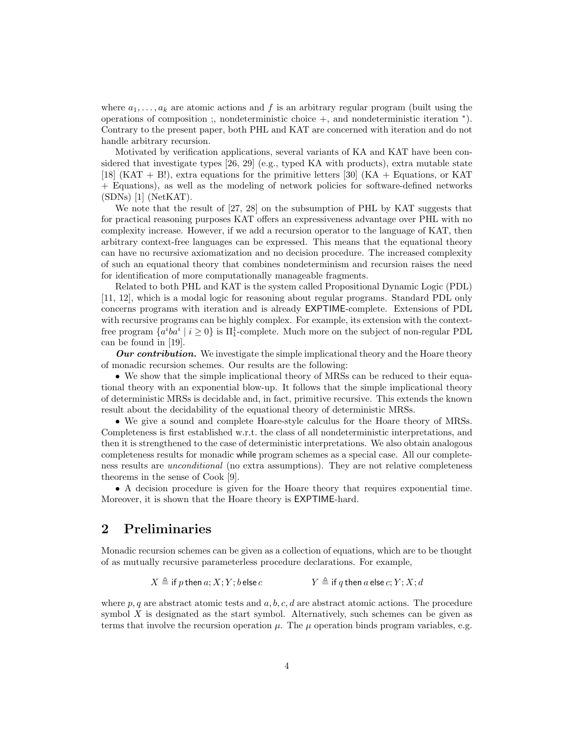where $a_1, \ldots, a_k$ are atomic actions and $f$ is an arbitrary regular program (built using the operations of composition ;, nondeterministic choice $+$, and nondeterministic iteration $^*$). Contrary to the present paper, both PHL and KAT are concerned with iteration and do not handle arbitrary recursion.

Motivated by verification applications, several variants of KA and KAT have been considered that investigate types [26, 29] (e.g., typed KA with products), extra mutable state [18] (KAT + B!), extra equations for the primitive letters [30] (KA + Equations, or KAT + Equations), as well as the modeling of network policies for software-defined networks (SDNs) [1] (NetKAT).

We note that the result of [27, 28] on the subsumption of PHL by KAT suggests that for practical reasoning purposes KAT offers an expressiveness advantage over PHL with no complexity increase. However, if we add a recursion operator to the language of KAT, then arbitrary context-free languages can be expressed. This means that the equational theory can have no recursive axiomatization and no decision procedure. The increased complexity of such an equational theory that combines nondeterminism and recursion raises the need for identification of more computationally manageable fragments.

Related to both PHL and KAT is the system called Propositional Dynamic Logic (PDL) [11, 12], which is a modal logic for reasoning about regular programs. Standard PDL only concerns programs with iteration and is already EXPTIME-complete. Extensions of PDL with recursive programs can be highly complex. For example, its extension with the context-free program $\{a^i b a^i \mid i \geq 0\}$ is $\Pi^1_1$-complete. Much more on the subject of non-regular PDL can be found in [19].

***Our contribution.*** We investigate the simple implicational theory and the Hoare theory of monadic recursion schemes. Our results are the following:

- We show that the simple implicational theory of MRSs can be reduced to their equational theory with an exponential blow-up. It follows that the simple implicational theory of deterministic MRSs is decidable and, in fact, primitive recursive. This extends the known result about the decidability of the equational theory of deterministic MRSs.
- We give a sound and complete Hoare-style calculus for the Hoare theory of MRSs. Completeness is first established w.r.t. the class of all nondeterministic interpretations, and then it is strengthened to the case of deterministic interpretations. We also obtain analogous completeness results for monadic while program schemes as a special case. All our completeness results are *unconditional* (no extra assumptions). They are not relative completeness theorems in the sense of Cook [9].
- A decision procedure is given for the Hoare theory that requires exponential time. Moreover, it is shown that the Hoare theory is EXPTIME-hard.

## 2 Preliminaries

Monadic recursion schemes can be given as a collection of equations, which are to be thought of as mutually recursive parameterless procedure declarations. For example,

$$X \triangleq \textsf{if } p \textsf{ then } a; X; Y; b \textsf{ else } c \qquad\qquad Y \triangleq \textsf{if } q \textsf{ then } a \textsf{ else } c; Y; X; d$$

where $p, q$ are abstract atomic tests and $a, b, c, d$ are abstract atomic actions. The procedure symbol $X$ is designated as the start symbol. Alternatively, such schemes can be given as terms that involve the recursion operation $\mu$. The $\mu$ operation binds program variables, e.g.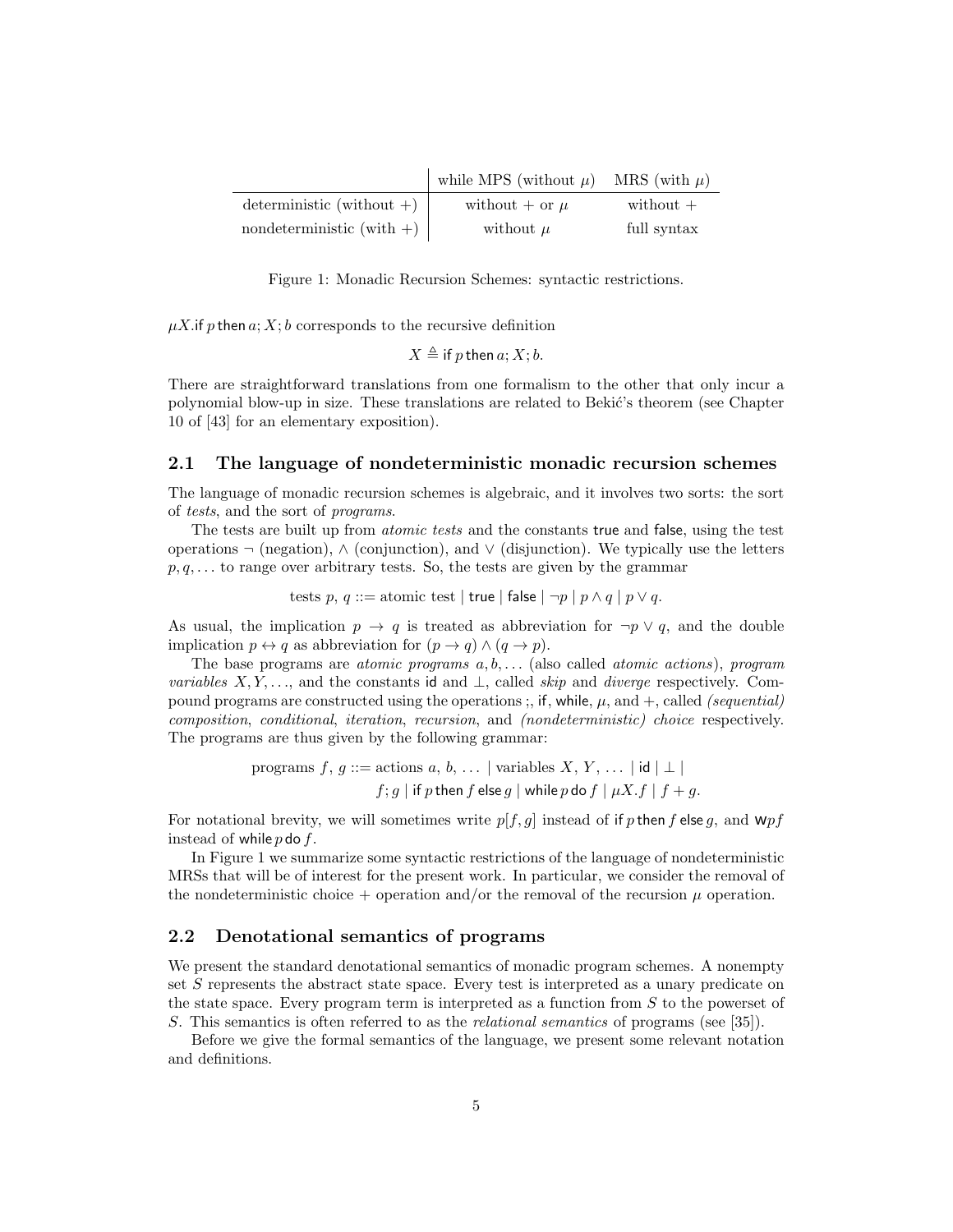| | while MPS (without $\mu$) | MRS (with $\mu$) |
|---|---|---|
| deterministic (without $+$) | without $+$ or $\mu$ | without $+$ |
| nondeterministic (with $+$) | without $\mu$ | full syntax |

Figure 1: Monadic Recursion Schemes: syntactic restrictions.

$\mu X.\mathsf{if}\, p\, \mathsf{then}\, a; X; b$ corresponds to the recursive definition

$$X \triangleq \mathsf{if}\, p\, \mathsf{then}\, a; X; b.$$

There are straightforward translations from one formalism to the other that only incur a polynomial blow-up in size. These translations are related to Bekić's theorem (see Chapter 10 of [43] for an elementary exposition).

## 2.1 The language of nondeterministic monadic recursion schemes

The language of monadic recursion schemes is algebraic, and it involves two sorts: the sort of *tests*, and the sort of *programs*.

The tests are built up from *atomic tests* and the constants $\mathsf{true}$ and $\mathsf{false}$, using the test operations $\neg$ (negation), $\wedge$ (conjunction), and $\vee$ (disjunction). We typically use the letters $p, q, \ldots$ to range over arbitrary tests. So, the tests are given by the grammar

$$\text{tests } p,\, q ::= \text{atomic test} \mid \mathsf{true} \mid \mathsf{false} \mid \neg p \mid p \wedge q \mid p \vee q.$$

As usual, the implication $p \to q$ is treated as abbreviation for $\neg p \vee q$, and the double implication $p \leftrightarrow q$ as abbreviation for $(p \to q) \wedge (q \to p)$.

The base programs are *atomic programs* $a, b, \ldots$ (also called *atomic actions*), *program variables* $X, Y, \ldots$, and the constants $\mathsf{id}$ and $\bot$, called *skip* and *diverge* respectively. Compound programs are constructed using the operations ;, $\mathsf{if}$, $\mathsf{while}$, $\mu$, and $+$, called *(sequential) composition*, *conditional*, *iteration*, *recursion*, and *(nondeterministic) choice* respectively. The programs are thus given by the following grammar:

$$\begin{aligned} \text{programs } f,\, g ::= {} & \text{actions } a,\, b,\, \ldots \mid \text{variables } X,\, Y,\, \ldots \mid \mathsf{id} \mid \bot \mid \\ & f; g \mid \mathsf{if}\, p\, \mathsf{then}\, f\, \mathsf{else}\, g \mid \mathsf{while}\, p\, \mathsf{do}\, f \mid \mu X.f \mid f + g. \end{aligned}$$

For notational brevity, we will sometimes write $p[f, g]$ instead of $\mathsf{if}\, p\, \mathsf{then}\, f\, \mathsf{else}\, g$, and $\mathsf{W}pf$ instead of $\mathsf{while}\, p\, \mathsf{do}\, f$.

In Figure 1 we summarize some syntactic restrictions of the language of nondeterministic MRSs that will be of interest for the present work. In particular, we consider the removal of the nondeterministic choice $+$ operation and/or the removal of the recursion $\mu$ operation.

## 2.2 Denotational semantics of programs

We present the standard denotational semantics of monadic program schemes. A nonempty set $S$ represents the abstract state space. Every test is interpreted as a unary predicate on the state space. Every program term is interpreted as a function from $S$ to the powerset of $S$. This semantics is often referred to as the *relational semantics* of programs (see [35]).

Before we give the formal semantics of the language, we present some relevant notation and definitions.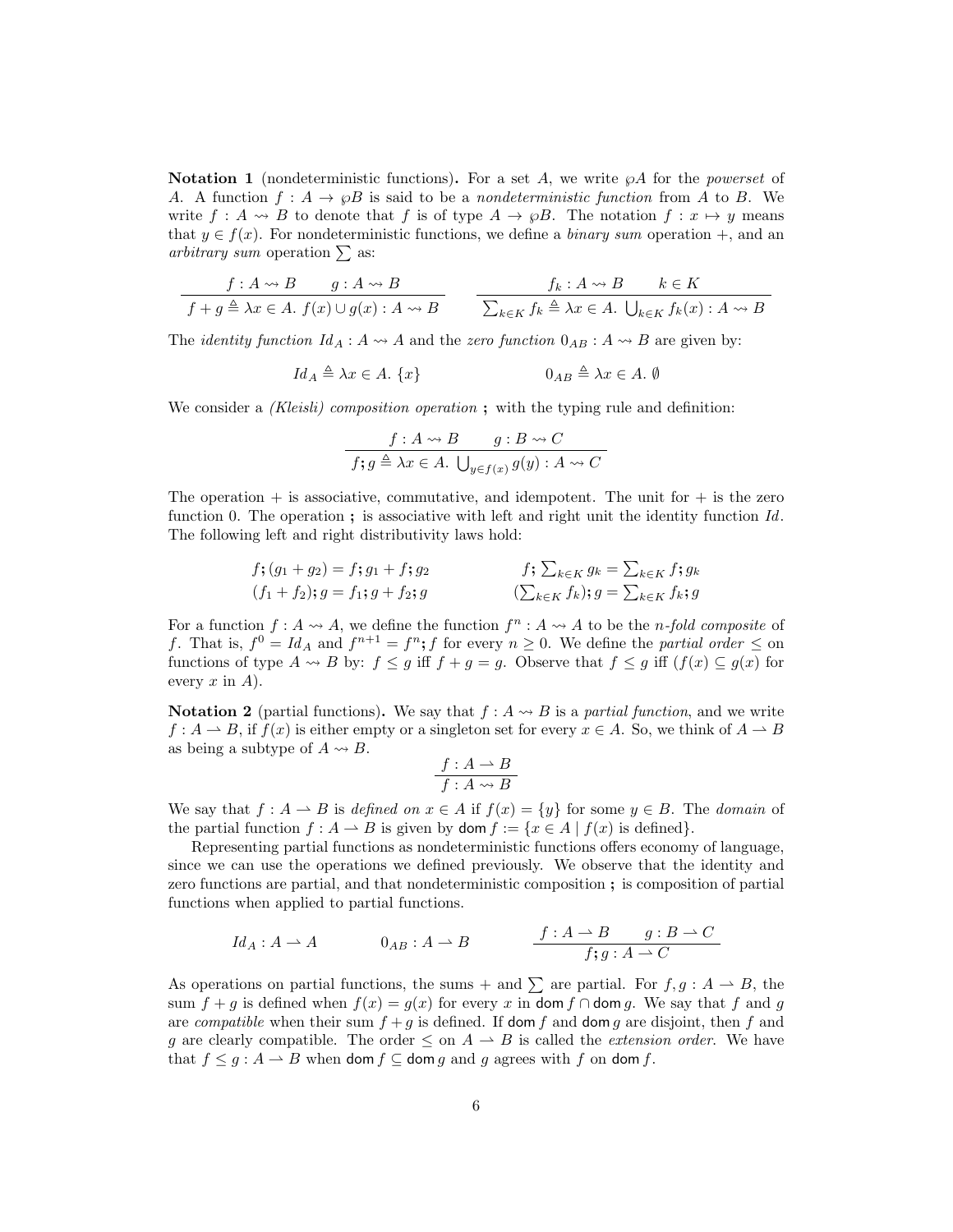**Notation 1** (nondeterministic functions)**.** For a set $A$, we write $\wp A$ for the *powerset* of $A$. A function $f : A \to \wp B$ is said to be a *nondeterministic function* from $A$ to $B$. We write $f : A \rightsquigarrow B$ to denote that $f$ is of type $A \to \wp B$. The notation $f : x \mapsto y$ means that $y \in f(x)$. For nondeterministic functions, we define a *binary sum* operation $+$, and an *arbitrary sum* operation $\sum$ as:

$$\frac{f : A \rightsquigarrow B \qquad g : A \rightsquigarrow B}{f + g \triangleq \lambda x \in A.\ f(x) \cup g(x) : A \rightsquigarrow B} \qquad \frac{f_k : A \rightsquigarrow B \qquad k \in K}{\sum_{k \in K} f_k \triangleq \lambda x \in A.\ \bigcup_{k \in K} f_k(x) : A \rightsquigarrow B}$$

The *identity function* $Id_A : A \rightsquigarrow A$ and the *zero function* $0_{AB} : A \rightsquigarrow B$ are given by:

$$Id_A \triangleq \lambda x \in A.\ \{x\} \qquad\qquad 0_{AB} \triangleq \lambda x \in A.\ \emptyset$$

We consider a *(Kleisli) composition operation* **;** with the typing rule and definition:

$$\frac{f : A \rightsquigarrow B \qquad g : B \rightsquigarrow C}{f;g \triangleq \lambda x \in A.\ \bigcup_{y \in f(x)} g(y) : A \rightsquigarrow C}$$

The operation $+$ is associative, commutative, and idempotent. The unit for $+$ is the zero function 0. The operation **;** is associative with left and right unit the identity function $Id$. The following left and right distributivity laws hold:

$$f;(g_1 + g_2) = f;g_1 + f;g_2 \qquad\qquad f; \textstyle\sum_{k \in K} g_k = \sum_{k \in K} f;g_k$$
$$(f_1 + f_2);g = f_1;g + f_2;g \qquad\qquad (\textstyle\sum_{k \in K} f_k);g = \sum_{k \in K} f_k;g$$

For a function $f : A \rightsquigarrow A$, we define the function $f^n : A \rightsquigarrow A$ to be the *n-fold composite* of $f$. That is, $f^0 = Id_A$ and $f^{n+1} = f^n;f$ for every $n \geq 0$. We define the *partial order* $\leq$ on functions of type $A \rightsquigarrow B$ by: $f \leq g$ iff $f + g = g$. Observe that $f \leq g$ iff ($f(x) \subseteq g(x)$ for every $x$ in $A$).

**Notation 2** (partial functions)**.** We say that $f : A \rightsquigarrow B$ is a *partial function*, and we write $f : A \rightharpoonup B$, if $f(x)$ is either empty or a singleton set for every $x \in A$. So, we think of $A \rightharpoonup B$ as being a subtype of $A \rightsquigarrow B$.

$$\frac{f : A \rightharpoonup B}{f : A \rightsquigarrow B}$$

We say that $f : A \rightharpoonup B$ is *defined on* $x \in A$ if $f(x) = \{y\}$ for some $y \in B$. The *domain* of the partial function $f : A \rightharpoonup B$ is given by $\mathsf{dom}\, f := \{x \in A \mid f(x) \text{ is defined}\}$.

Representing partial functions as nondeterministic functions offers economy of language, since we can use the operations we defined previously. We observe that the identity and zero functions are partial, and that nondeterministic composition **;** is composition of partial functions when applied to partial functions.

$$Id_A : A \rightharpoonup A \qquad\qquad 0_{AB} : A \rightharpoonup B \qquad\qquad \frac{f : A \rightharpoonup B \qquad g : B \rightharpoonup C}{f;g : A \rightharpoonup C}$$

As operations on partial functions, the sums $+$ and $\sum$ are partial. For $f, g : A \rightharpoonup B$, the sum $f + g$ is defined when $f(x) = g(x)$ for every $x$ in $\mathsf{dom}\, f \cap \mathsf{dom}\, g$. We say that $f$ and $g$ are *compatible* when their sum $f + g$ is defined. If $\mathsf{dom}\, f$ and $\mathsf{dom}\, g$ are disjoint, then $f$ and $g$ are clearly compatible. The order $\leq$ on $A \rightharpoonup B$ is called the *extension order*. We have that $f \leq g : A \rightharpoonup B$ when $\mathsf{dom}\, f \subseteq \mathsf{dom}\, g$ and $g$ agrees with $f$ on $\mathsf{dom}\, f$.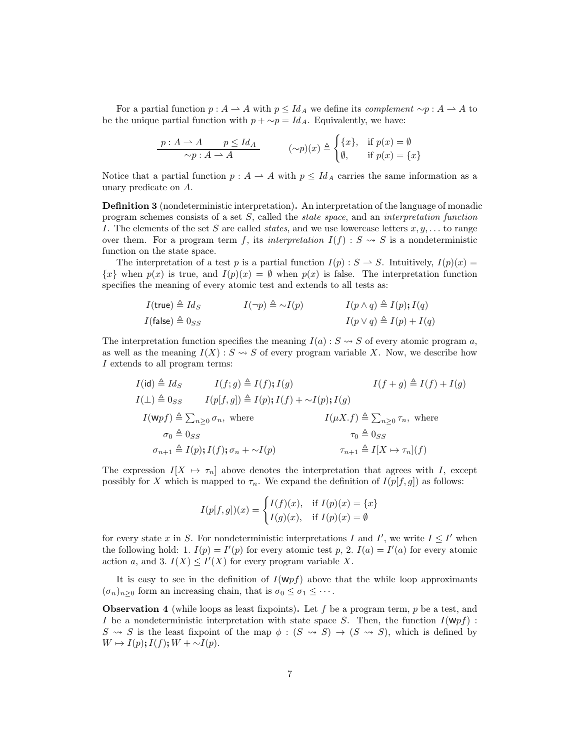For a partial function $p : A \rightharpoonup A$ with $p \leq Id_A$ we define its *complement* $\sim\!p : A \rightharpoonup A$ to be the unique partial function with $p + \sim\!p = Id_A$. Equivalently, we have:

$$\frac{p : A \rightharpoonup A \qquad p \leq Id_A}{\sim\!p : A \rightharpoonup A} \qquad\qquad (\sim\!p)(x) \triangleq \begin{cases} \{x\}, & \text{if } p(x) = \emptyset \\ \emptyset, & \text{if } p(x) = \{x\} \end{cases}$$

Notice that a partial function $p : A \rightharpoonup A$ with $p \leq Id_A$ carries the same information as a unary predicate on $A$.

**Definition 3** (nondeterministic interpretation)**.** An interpretation of the language of monadic program schemes consists of a set $S$, called the *state space*, and an *interpretation function* $I$. The elements of the set $S$ are called *states*, and we use lowercase letters $x, y, \ldots$ to range over them. For a program term $f$, its *interpretation* $I(f) : S \rightsquigarrow S$ is a nondeterministic function on the state space.

The interpretation of a test $p$ is a partial function $I(p) : S \rightharpoonup S$. Intuitively, $I(p)(x) = \{x\}$ when $p(x)$ is true, and $I(p)(x) = \emptyset$ when $p(x)$ is false. The interpretation function specifies the meaning of every atomic test and extends to all tests as:

$$I(\mathsf{true}) \triangleq Id_S \qquad I(\neg p) \triangleq \sim\!I(p) \qquad I(p \land q) \triangleq I(p)\,;I(q)$$

$$I(\mathsf{false}) \triangleq 0_{SS} \qquad\qquad\qquad\qquad I(p \lor q) \triangleq I(p) + I(q)$$

The interpretation function specifies the meaning $I(a) : S \rightsquigarrow S$ of every atomic program $a$, as well as the meaning $I(X) : S \rightsquigarrow S$ of every program variable $X$. Now, we describe how $I$ extends to all program terms:

$$I(\mathsf{id}) \triangleq Id_S \qquad I(f;g) \triangleq I(f)\,;I(g) \qquad I(f+g) \triangleq I(f) + I(g)$$

$$I(\bot) \triangleq 0_{SS} \qquad I(p[f,g]) \triangleq I(p)\,;I(f) + \sim\!I(p)\,;I(g)$$

$$I(\mathsf{w}pf) \triangleq \textstyle\sum_{n\geq 0} \sigma_n, \text{ where} \qquad\qquad I(\mu X.f) \triangleq \textstyle\sum_{n\geq 0} \tau_n, \text{ where}$$

$$\sigma_0 \triangleq 0_{SS} \qquad\qquad \tau_0 \triangleq 0_{SS}$$

$$\sigma_{n+1} \triangleq I(p)\,;I(f)\,;\sigma_n + \sim\!I(p) \qquad\qquad \tau_{n+1} \triangleq I[X \mapsto \tau_n](f)$$

The expression $I[X \mapsto \tau_n]$ above denotes the interpretation that agrees with $I$, except possibly for $X$ which is mapped to $\tau_n$. We expand the definition of $I(p[f,g])$ as follows:

$$I(p[f,g])(x) = \begin{cases} I(f)(x), & \text{if } I(p)(x) = \{x\} \\ I(g)(x), & \text{if } I(p)(x) = \emptyset \end{cases}$$

for every state $x$ in $S$. For nondeterministic interpretations $I$ and $I'$, we write $I \leq I'$ when the following hold: 1. $I(p) = I'(p)$ for every atomic test $p$, 2. $I(a) = I'(a)$ for every atomic action $a$, and 3. $I(X) \leq I'(X)$ for every program variable $X$.

It is easy to see in the definition of $I(\mathsf{w}pf)$ above that the while loop approximants $(\sigma_n)_{n\geq 0}$ form an increasing chain, that is $\sigma_0 \leq \sigma_1 \leq \cdots$.

**Observation 4** (while loops as least fixpoints)**.** Let $f$ be a program term, $p$ be a test, and $I$ be a nondeterministic interpretation with state space $S$. Then, the function $I(\mathsf{w}pf) : S \rightsquigarrow S$ is the least fixpoint of the map $\phi : (S \rightsquigarrow S) \to (S \rightsquigarrow S)$, which is defined by $W \mapsto I(p)\,;I(f)\,;W + \sim\!I(p)$.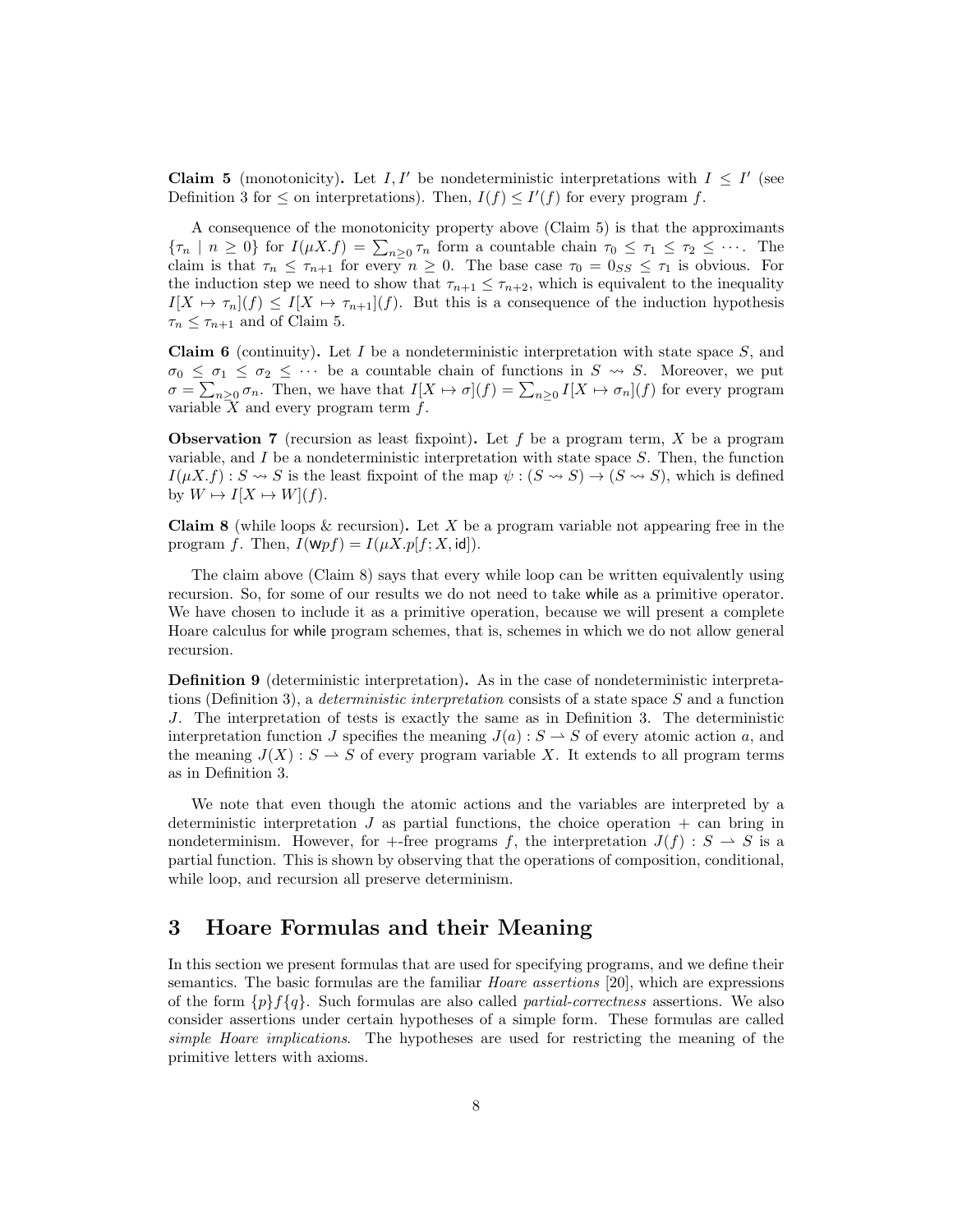**Claim 5** (monotonicity)**.** Let $I, I'$ be nondeterministic interpretations with $I \leq I'$ (see Definition 3 for $\leq$ on interpretations). Then, $I(f) \leq I'(f)$ for every program $f$.

A consequence of the monotonicity property above (Claim 5) is that the approximants $\{\tau_n \mid n \geq 0\}$ for $I(\mu X.f) = \sum_{n\geq 0} \tau_n$ form a countable chain $\tau_0 \leq \tau_1 \leq \tau_2 \leq \cdots$. The claim is that $\tau_n \leq \tau_{n+1}$ for every $n \geq 0$. The base case $\tau_0 = 0_{SS} \leq \tau_1$ is obvious. For the induction step we need to show that $\tau_{n+1} \leq \tau_{n+2}$, which is equivalent to the inequality $I[X \mapsto \tau_n](f) \leq I[X \mapsto \tau_{n+1}](f)$. But this is a consequence of the induction hypothesis $\tau_n \leq \tau_{n+1}$ and of Claim 5.

**Claim 6** (continuity)**.** Let $I$ be a nondeterministic interpretation with state space $S$, and $\sigma_0 \leq \sigma_1 \leq \sigma_2 \leq \cdots$ be a countable chain of functions in $S \rightsquigarrow S$. Moreover, we put $\sigma = \sum_{n\geq 0} \sigma_n$. Then, we have that $I[X \mapsto \sigma](f) = \sum_{n\geq 0} I[X \mapsto \sigma_n](f)$ for every program variable $X$ and every program term $f$.

**Observation 7** (recursion as least fixpoint)**.** Let $f$ be a program term, $X$ be a program variable, and $I$ be a nondeterministic interpretation with state space $S$. Then, the function $I(\mu X.f) : S \rightsquigarrow S$ is the least fixpoint of the map $\psi : (S \rightsquigarrow S) \to (S \rightsquigarrow S)$, which is defined by $W \mapsto I[X \mapsto W](f)$.

**Claim 8** (while loops & recursion)**.** Let $X$ be a program variable not appearing free in the program $f$. Then, $I(\mathsf{w}pf) = I(\mu X.p[f;X, \mathsf{id}])$.

The claim above (Claim 8) says that every while loop can be written equivalently using recursion. So, for some of our results we do not need to take while as a primitive operator. We have chosen to include it as a primitive operation, because we will present a complete Hoare calculus for while program schemes, that is, schemes in which we do not allow general recursion.

**Definition 9** (deterministic interpretation)**.** As in the case of nondeterministic interpretations (Definition 3), a *deterministic interpretation* consists of a state space $S$ and a function $J$. The interpretation of tests is exactly the same as in Definition 3. The deterministic interpretation function $J$ specifies the meaning $J(a) : S \rightharpoonup S$ of every atomic action $a$, and the meaning $J(X) : S \rightharpoonup S$ of every program variable $X$. It extends to all program terms as in Definition 3.

We note that even though the atomic actions and the variables are interpreted by a deterministic interpretation $J$ as partial functions, the choice operation $+$ can bring in nondeterminism. However, for $+$-free programs $f$, the interpretation $J(f) : S \rightharpoonup S$ is a partial function. This is shown by observing that the operations of composition, conditional, while loop, and recursion all preserve determinism.

# 3 Hoare Formulas and their Meaning

In this section we present formulas that are used for specifying programs, and we define their semantics. The basic formulas are the familiar *Hoare assertions* [20], which are expressions of the form $\{p\}f\{q\}$. Such formulas are also called *partial-correctness* assertions. We also consider assertions under certain hypotheses of a simple form. These formulas are called *simple Hoare implications*. The hypotheses are used for restricting the meaning of the primitive letters with axioms.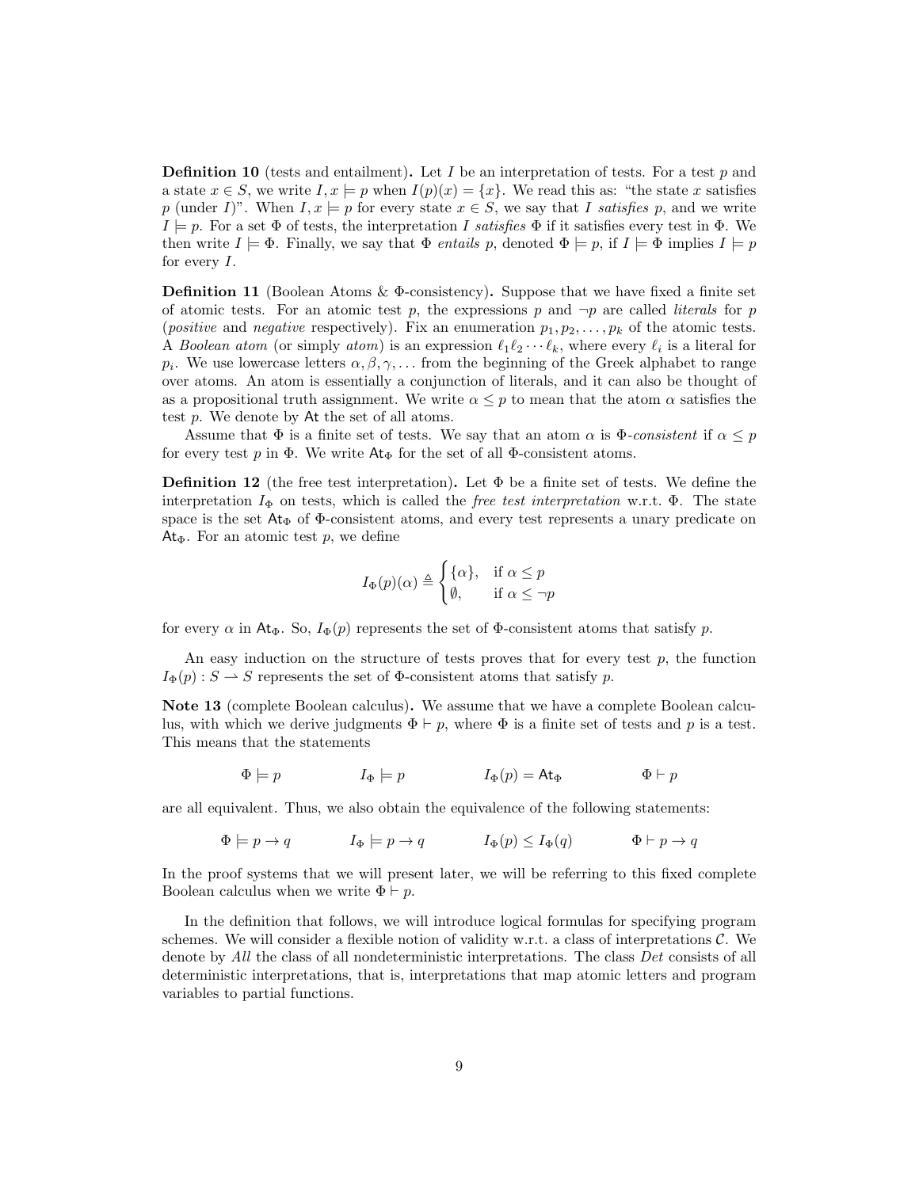**Definition 10** (tests and entailment)**.** Let $I$ be an interpretation of tests. For a test $p$ and a state $x \in S$, we write $I, x \models p$ when $I(p)(x) = \{x\}$. We read this as: "the state $x$ satisfies $p$ (under $I$)". When $I, x \models p$ for every state $x \in S$, we say that $I$ *satisfies* $p$, and we write $I \models p$. For a set $\Phi$ of tests, the interpretation $I$ *satisfies* $\Phi$ if it satisfies every test in $\Phi$. We then write $I \models \Phi$. Finally, we say that $\Phi$ *entails* $p$, denoted $\Phi \models p$, if $I \models \Phi$ implies $I \models p$ for every $I$.

**Definition 11** (Boolean Atoms & $\Phi$-consistency)**.** Suppose that we have fixed a finite set of atomic tests. For an atomic test $p$, the expressions $p$ and $\neg p$ are called *literals* for $p$ (*positive* and *negative* respectively). Fix an enumeration $p_1, p_2, \ldots, p_k$ of the atomic tests. A *Boolean atom* (or simply *atom*) is an expression $\ell_1 \ell_2 \cdots \ell_k$, where every $\ell_i$ is a literal for $p_i$. We use lowercase letters $\alpha, \beta, \gamma, \ldots$ from the beginning of the Greek alphabet to range over atoms. An atom is essentially a conjunction of literals, and it can also be thought of as a propositional truth assignment. We write $\alpha \leq p$ to mean that the atom $\alpha$ satisfies the test $p$. We denote by $\mathsf{At}$ the set of all atoms.

Assume that $\Phi$ is a finite set of tests. We say that an atom $\alpha$ is $\Phi$-*consistent* if $\alpha \leq p$ for every test $p$ in $\Phi$. We write $\mathsf{At}_\Phi$ for the set of all $\Phi$-consistent atoms.

**Definition 12** (the free test interpretation)**.** Let $\Phi$ be a finite set of tests. We define the interpretation $I_\Phi$ on tests, which is called the *free test interpretation* w.r.t. $\Phi$. The state space is the set $\mathsf{At}_\Phi$ of $\Phi$-consistent atoms, and every test represents a unary predicate on $\mathsf{At}_\Phi$. For an atomic test $p$, we define

$$I_\Phi(p)(\alpha) \triangleq \begin{cases} \{\alpha\}, & \text{if } \alpha \leq p \\ \emptyset, & \text{if } \alpha \leq \neg p \end{cases}$$

for every $\alpha$ in $\mathsf{At}_\Phi$. So, $I_\Phi(p)$ represents the set of $\Phi$-consistent atoms that satisfy $p$.

An easy induction on the structure of tests proves that for every test $p$, the function $I_\Phi(p) : S \rightharpoonup S$ represents the set of $\Phi$-consistent atoms that satisfy $p$.

**Note 13** (complete Boolean calculus)**.** We assume that we have a complete Boolean calculus, with which we derive judgments $\Phi \vdash p$, where $\Phi$ is a finite set of tests and $p$ is a test. This means that the statements

$$\Phi \models p \qquad\qquad I_\Phi \models p \qquad\qquad I_\Phi(p) = \mathsf{At}_\Phi \qquad\qquad \Phi \vdash p$$

are all equivalent. Thus, we also obtain the equivalence of the following statements:

$$\Phi \models p \to q \qquad\qquad I_\Phi \models p \to q \qquad\qquad I_\Phi(p) \leq I_\Phi(q) \qquad\qquad \Phi \vdash p \to q$$

In the proof systems that we will present later, we will be referring to this fixed complete Boolean calculus when we write $\Phi \vdash p$.

In the definition that follows, we will introduce logical formulas for specifying program schemes. We will consider a flexible notion of validity w.r.t. a class of interpretations $\mathcal{C}$. We denote by *All* the class of all nondeterministic interpretations. The class *Det* consists of all deterministic interpretations, that is, interpretations that map atomic letters and program variables to partial functions.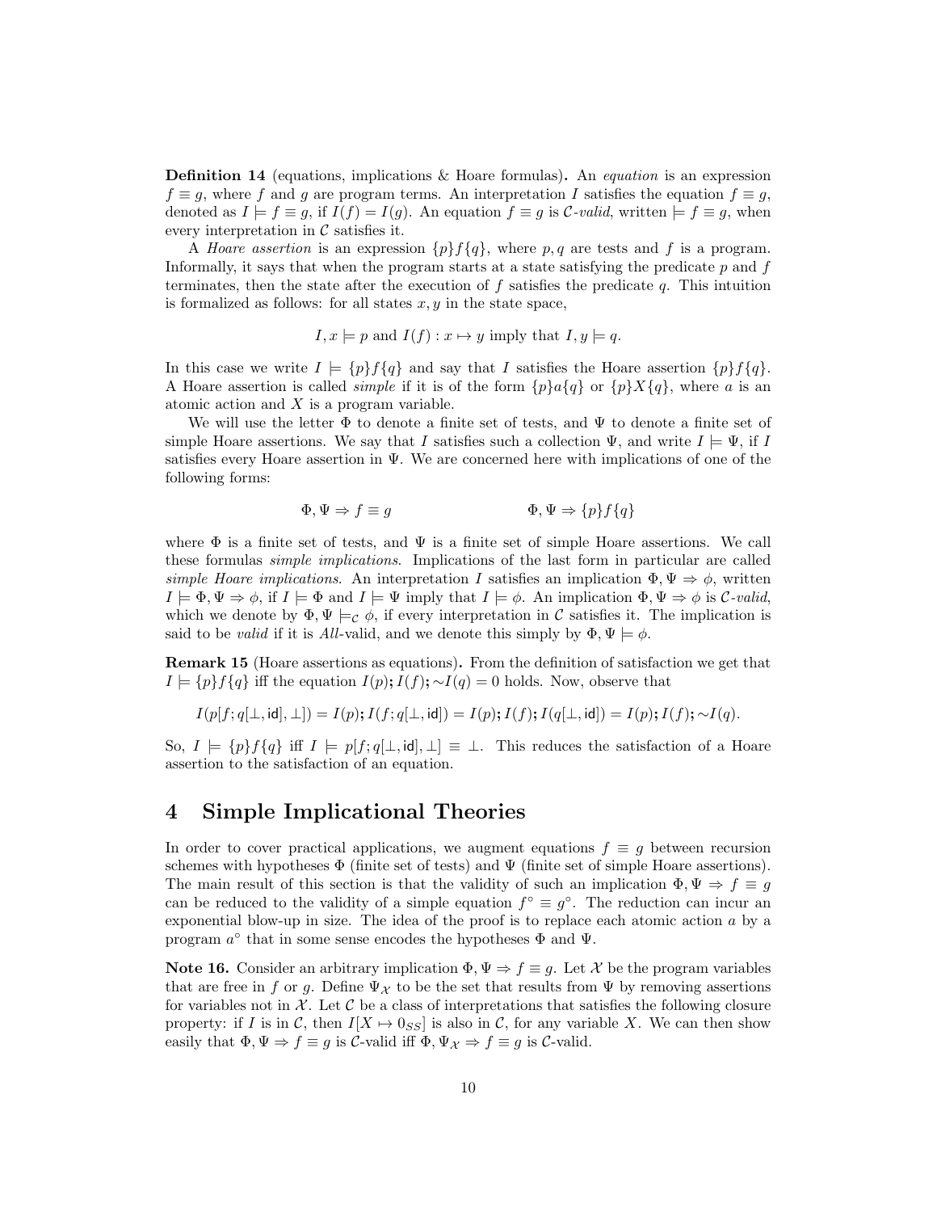**Definition 14** (equations, implications & Hoare formulas)**.** An *equation* is an expression $f \equiv g$, where $f$ and $g$ are program terms. An interpretation $I$ satisfies the equation $f \equiv g$, denoted as $I \models f \equiv g$, if $I(f) = I(g)$. An equation $f \equiv g$ is $\mathcal{C}$*-valid*, written $\models f \equiv g$, when every interpretation in $\mathcal{C}$ satisfies it.

A *Hoare assertion* is an expression $\{p\}f\{q\}$, where $p, q$ are tests and $f$ is a program. Informally, it says that when the program starts at a state satisfying the predicate $p$ and $f$ terminates, then the state after the execution of $f$ satisfies the predicate $q$. This intuition is formalized as follows: for all states $x, y$ in the state space,

$$I, x \models p \text{ and } I(f) : x \mapsto y \text{ imply that } I, y \models q.$$

In this case we write $I \models \{p\}f\{q\}$ and say that $I$ satisfies the Hoare assertion $\{p\}f\{q\}$. A Hoare assertion is called *simple* if it is of the form $\{p\}a\{q\}$ or $\{p\}X\{q\}$, where $a$ is an atomic action and $X$ is a program variable.

We will use the letter $\Phi$ to denote a finite set of tests, and $\Psi$ to denote a finite set of simple Hoare assertions. We say that $I$ satisfies such a collection $\Psi$, and write $I \models \Psi$, if $I$ satisfies every Hoare assertion in $\Psi$. We are concerned here with implications of one of the following forms:

$$\Phi, \Psi \Rightarrow f \equiv g \qquad\qquad\qquad \Phi, \Psi \Rightarrow \{p\}f\{q\}$$

where $\Phi$ is a finite set of tests, and $\Psi$ is a finite set of simple Hoare assertions. We call these formulas *simple implications*. Implications of the last form in particular are called *simple Hoare implications*. An interpretation $I$ satisfies an implication $\Phi, \Psi \Rightarrow \phi$, written $I \models \Phi, \Psi \Rightarrow \phi$, if $I \models \Phi$ and $I \models \Psi$ imply that $I \models \phi$. An implication $\Phi, \Psi \Rightarrow \phi$ is $\mathcal{C}$*-valid*, which we denote by $\Phi, \Psi \models_{\mathcal{C}} \phi$, if every interpretation in $\mathcal{C}$ satisfies it. The implication is said to be *valid* if it is *All*-valid, and we denote this simply by $\Phi, \Psi \models \phi$.

**Remark 15** (Hoare assertions as equations)**.** From the definition of satisfaction we get that $I \models \{p\}f\{q\}$ iff the equation $I(p); I(f); {\sim}I(q) = 0$ holds. Now, observe that

$$I(p[f; q[\bot, \mathsf{id}], \bot]) = I(p); I(f; q[\bot, \mathsf{id}]) = I(p); I(f); I(q[\bot, \mathsf{id}]) = I(p); I(f); {\sim}I(q).$$

So, $I \models \{p\}f\{q\}$ iff $I \models p[f; q[\bot, \mathsf{id}], \bot] \equiv \bot$. This reduces the satisfaction of a Hoare assertion to the satisfaction of an equation.

# 4 Simple Implicational Theories

In order to cover practical applications, we augment equations $f \equiv g$ between recursion schemes with hypotheses $\Phi$ (finite set of tests) and $\Psi$ (finite set of simple Hoare assertions). The main result of this section is that the validity of such an implication $\Phi, \Psi \Rightarrow f \equiv g$ can be reduced to the validity of a simple equation $f^\circ \equiv g^\circ$. The reduction can incur an exponential blow-up in size. The idea of the proof is to replace each atomic action $a$ by a program $a^\circ$ that in some sense encodes the hypotheses $\Phi$ and $\Psi$.

**Note 16.** Consider an arbitrary implication $\Phi, \Psi \Rightarrow f \equiv g$. Let $\mathcal{X}$ be the program variables that are free in $f$ or $g$. Define $\Psi_{\mathcal{X}}$ to be the set that results from $\Psi$ by removing assertions for variables not in $\mathcal{X}$. Let $\mathcal{C}$ be a class of interpretations that satisfies the following closure property: if $I$ is in $\mathcal{C}$, then $I[X \mapsto 0_{SS}]$ is also in $\mathcal{C}$, for any variable $X$. We can then show easily that $\Phi, \Psi \Rightarrow f \equiv g$ is $\mathcal{C}$-valid iff $\Phi, \Psi_{\mathcal{X}} \Rightarrow f \equiv g$ is $\mathcal{C}$-valid.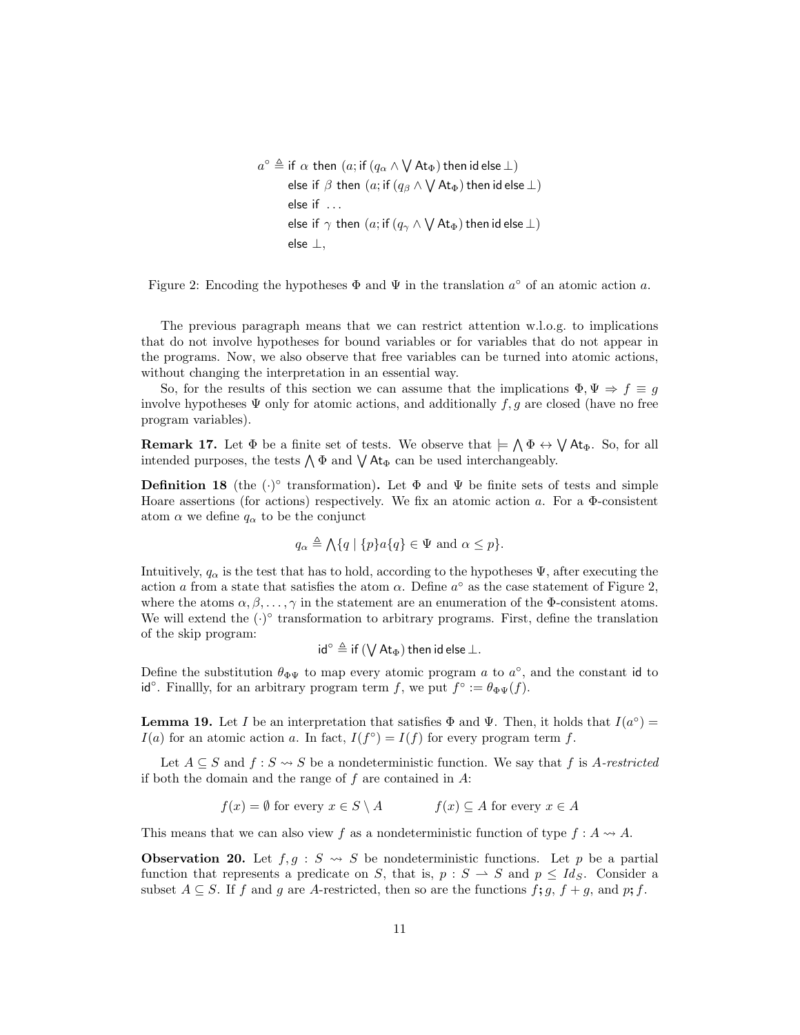$$
\begin{aligned}
a^\circ \triangleq\ & \mathsf{if}\ \alpha\ \mathsf{then}\ (a; \mathsf{if}\ (q_\alpha \wedge \bigvee \mathsf{At}_\Phi)\ \mathsf{then\ id\ else}\ \bot) \\
& \mathsf{else\ if}\ \beta\ \mathsf{then}\ (a; \mathsf{if}\ (q_\beta \wedge \bigvee \mathsf{At}_\Phi)\ \mathsf{then\ id\ else}\ \bot) \\
& \mathsf{else\ if}\ \ldots \\
& \mathsf{else\ if}\ \gamma\ \mathsf{then}\ (a; \mathsf{if}\ (q_\gamma \wedge \bigvee \mathsf{At}_\Phi)\ \mathsf{then\ id\ else}\ \bot) \\
& \mathsf{else}\ \bot,
\end{aligned}
$$

Figure 2: Encoding the hypotheses $\Phi$ and $\Psi$ in the translation $a^\circ$ of an atomic action $a$.

The previous paragraph means that we can restrict attention w.l.o.g. to implications that do not involve hypotheses for bound variables or for variables that do not appear in the programs. Now, we also observe that free variables can be turned into atomic actions, without changing the interpretation in an essential way.

So, for the results of this section we can assume that the implications $\Phi, \Psi \Rightarrow f \equiv g$ involve hypotheses $\Psi$ only for atomic actions, and additionally $f, g$ are closed (have no free program variables).

**Remark 17.** Let $\Phi$ be a finite set of tests. We observe that $\models \bigwedge \Phi \leftrightarrow \bigvee \mathsf{At}_\Phi$. So, for all intended purposes, the tests $\bigwedge \Phi$ and $\bigvee \mathsf{At}_\Phi$ can be used interchangeably.

**Definition 18** (the $(\cdot)^\circ$ transformation)**.** Let $\Phi$ and $\Psi$ be finite sets of tests and simple Hoare assertions (for actions) respectively. We fix an atomic action $a$. For a $\Phi$-consistent atom $\alpha$ we define $q_\alpha$ to be the conjunct

$$
q_\alpha \triangleq \bigwedge \{q \mid \{p\}a\{q\} \in \Psi \text{ and } \alpha \leq p\}.
$$

Intuitively, $q_\alpha$ is the test that has to hold, according to the hypotheses $\Psi$, after executing the action $a$ from a state that satisfies the atom $\alpha$. Define $a^\circ$ as the case statement of Figure 2, where the atoms $\alpha, \beta, \ldots, \gamma$ in the statement are an enumeration of the $\Phi$-consistent atoms. We will extend the $(\cdot)^\circ$ transformation to arbitrary programs. First, define the translation of the skip program:

$$
\mathsf{id}^\circ \triangleq \mathsf{if}\ (\bigvee \mathsf{At}_\Phi)\ \mathsf{then\ id\ else}\ \bot.
$$

Define the substitution $\theta_{\Phi\Psi}$ to map every atomic program $a$ to $a^\circ$, and the constant $\mathsf{id}$ to $\mathsf{id}^\circ$. Finallly, for an arbitrary program term $f$, we put $f^\circ := \theta_{\Phi\Psi}(f)$.

**Lemma 19.** Let $I$ be an interpretation that satisfies $\Phi$ and $\Psi$. Then, it holds that $I(a^\circ) = I(a)$ for an atomic action $a$. In fact, $I(f^\circ) = I(f)$ for every program term $f$.

Let $A \subseteq S$ and $f : S \rightsquigarrow S$ be a nondeterministic function. We say that $f$ is *$A$-restricted* if both the domain and the range of $f$ are contained in $A$:

$$
f(x) = \emptyset \text{ for every } x \in S \setminus A \qquad\qquad f(x) \subseteq A \text{ for every } x \in A
$$

This means that we can also view $f$ as a nondeterministic function of type $f : A \rightsquigarrow A$.

**Observation 20.** Let $f, g : S \rightsquigarrow S$ be nondeterministic functions. Let $p$ be a partial function that represents a predicate on $S$, that is, $p : S \rightharpoonup S$ and $p \leq Id_S$. Consider a subset $A \subseteq S$. If $f$ and $g$ are $A$-restricted, then so are the functions $f ; g$, $f + g$, and $p ; f$.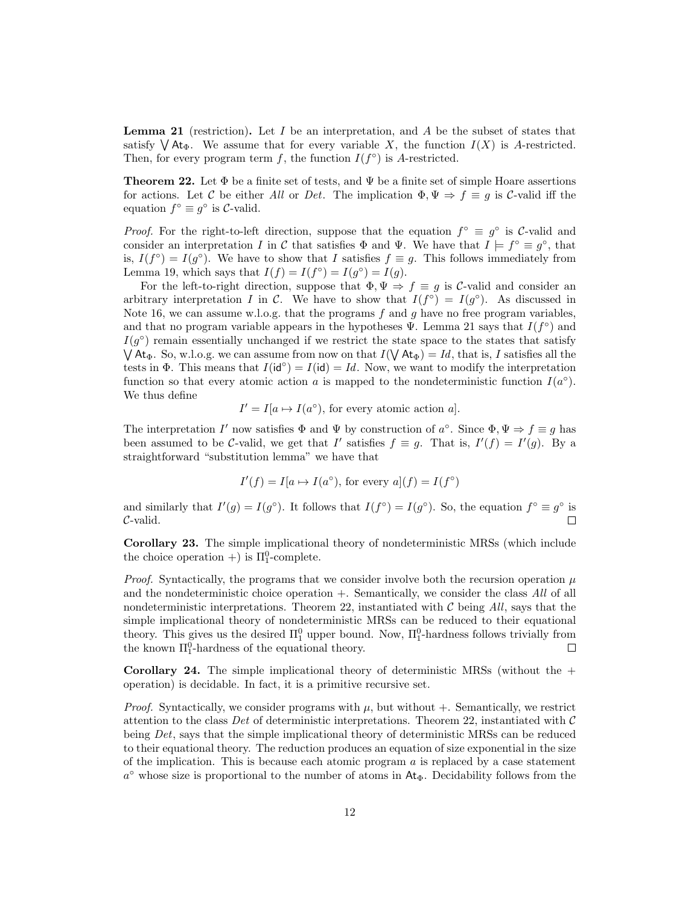**Lemma 21** (restriction)**.** Let $I$ be an interpretation, and $A$ be the subset of states that satisfy $\bigvee \mathsf{At}_\Phi$. We assume that for every variable $X$, the function $I(X)$ is $A$-restricted. Then, for every program term $f$, the function $I(f^\circ)$ is $A$-restricted.

**Theorem 22.** Let $\Phi$ be a finite set of tests, and $\Psi$ be a finite set of simple Hoare assertions for actions. Let $\mathcal{C}$ be either *All* or *Det*. The implication $\Phi, \Psi \Rightarrow f \equiv g$ is $\mathcal{C}$-valid iff the equation $f^\circ \equiv g^\circ$ is $\mathcal{C}$-valid.

*Proof.* For the right-to-left direction, suppose that the equation $f^\circ \equiv g^\circ$ is $\mathcal{C}$-valid and consider an interpretation $I$ in $\mathcal{C}$ that satisfies $\Phi$ and $\Psi$. We have that $I \models f^\circ \equiv g^\circ$, that is, $I(f^\circ) = I(g^\circ)$. We have to show that $I$ satisfies $f \equiv g$. This follows immediately from Lemma 19, which says that $I(f) = I(f^\circ) = I(g^\circ) = I(g)$.

For the left-to-right direction, suppose that $\Phi, \Psi \Rightarrow f \equiv g$ is $\mathcal{C}$-valid and consider an arbitrary interpretation $I$ in $\mathcal{C}$. We have to show that $I(f^\circ) = I(g^\circ)$. As discussed in Note 16, we can assume w.l.o.g. that the programs $f$ and $g$ have no free program variables, and that no program variable appears in the hypotheses $\Psi$. Lemma 21 says that $I(f^\circ)$ and $I(g^\circ)$ remain essentially unchanged if we restrict the state space to the states that satisfy $\bigvee \mathsf{At}_\Phi$. So, w.l.o.g. we can assume from now on that $I(\bigvee \mathsf{At}_\Phi) = Id$, that is, $I$ satisfies all the tests in $\Phi$. This means that $I(\mathsf{id}^\circ) = I(\mathsf{id}) = Id$. Now, we want to modify the interpretation function so that every atomic action $a$ is mapped to the nondeterministic function $I(a^\circ)$. We thus define

$$I' = I[a \mapsto I(a^\circ), \text{ for every atomic action } a].$$

The interpretation $I'$ now satisfies $\Phi$ and $\Psi$ by construction of $a^\circ$. Since $\Phi, \Psi \Rightarrow f \equiv g$ has been assumed to be $\mathcal{C}$-valid, we get that $I'$ satisfies $f \equiv g$. That is, $I'(f) = I'(g)$. By a straightforward "substitution lemma" we have that

$$I'(f) = I[a \mapsto I(a^\circ), \text{ for every } a](f) = I(f^\circ)$$

and similarly that $I'(g) = I(g^\circ)$. It follows that $I(f^\circ) = I(g^\circ)$. So, the equation $f^\circ \equiv g^\circ$ is $\mathcal{C}$-valid. ◻

**Corollary 23.** The simple implicational theory of nondeterministic MRSs (which include the choice operation $+$) is $\Pi^0_1$-complete.

*Proof.* Syntactically, the programs that we consider involve both the recursion operation $\mu$ and the nondeterministic choice operation $+$. Semantically, we consider the class *All* of all nondeterministic interpretations. Theorem 22, instantiated with $\mathcal{C}$ being *All*, says that the simple implicational theory of nondeterministic MRSs can be reduced to their equational theory. This gives us the desired $\Pi^0_1$ upper bound. Now, $\Pi^0_1$-hardness follows trivially from the known $\Pi^0_1$-hardness of the equational theory. ◻

**Corollary 24.** The simple implicational theory of deterministic MRSs (without the $+$ operation) is decidable. In fact, it is a primitive recursive set.

*Proof.* Syntactically, we consider programs with $\mu$, but without $+$. Semantically, we restrict attention to the class *Det* of deterministic interpretations. Theorem 22, instantiated with $\mathcal{C}$ being *Det*, says that the simple implicational theory of deterministic MRSs can be reduced to their equational theory. The reduction produces an equation of size exponential in the size of the implication. This is because each atomic program $a$ is replaced by a case statement $a^\circ$ whose size is proportional to the number of atoms in $\mathsf{At}_\Phi$. Decidability follows from the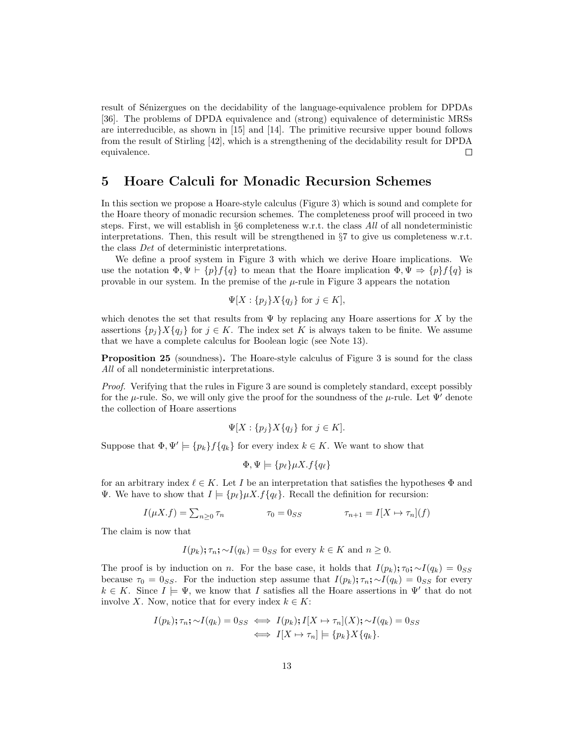result of Sénizergues on the decidability of the language-equivalence problem for DPDAs [36]. The problems of DPDA equivalence and (strong) equivalence of deterministic MRSs are interreducible, as shown in [15] and [14]. The primitive recursive upper bound follows from the result of Stirling [42], which is a strengthening of the decidability result for DPDA equivalence. □

# 5 Hoare Calculi for Monadic Recursion Schemes

In this section we propose a Hoare-style calculus (Figure 3) which is sound and complete for the Hoare theory of monadic recursion schemes. The completeness proof will proceed in two steps. First, we will establish in §6 completeness w.r.t. the class *All* of all nondeterministic interpretations. Then, this result will be strengthened in §7 to give us completeness w.r.t. the class *Det* of deterministic interpretations.

We define a proof system in Figure 3 with which we derive Hoare implications. We use the notation $\Phi, \Psi \vdash \{p\}f\{q\}$ to mean that the Hoare implication $\Phi, \Psi \Rightarrow \{p\}f\{q\}$ is provable in our system. In the premise of the $\mu$-rule in Figure 3 appears the notation

$$\Psi[X : \{p_j\}X\{q_j\} \text{ for } j \in K],$$

which denotes the set that results from $\Psi$ by replacing any Hoare assertions for $X$ by the assertions $\{p_j\}X\{q_j\}$ for $j \in K$. The index set $K$ is always taken to be finite. We assume that we have a complete calculus for Boolean logic (see Note 13).

**Proposition 25** (soundness)**.** The Hoare-style calculus of Figure 3 is sound for the class *All* of all nondeterministic interpretations.

*Proof.* Verifying that the rules in Figure 3 are sound is completely standard, except possibly for the $\mu$-rule. So, we will only give the proof for the soundness of the $\mu$-rule. Let $\Psi'$ denote the collection of Hoare assertions

$$\Psi[X : \{p_j\}X\{q_j\} \text{ for } j \in K].$$

Suppose that $\Phi, \Psi' \models \{p_k\}f\{q_k\}$ for every index $k \in K$. We want to show that

$$\Phi, \Psi \models \{p_\ell\}\mu X.f\{q_\ell\}$$

for an arbitrary index $\ell \in K$. Let $I$ be an interpretation that satisfies the hypotheses $\Phi$ and $\Psi$. We have to show that $I \models \{p_\ell\}\mu X.f\{q_\ell\}$. Recall the definition for recursion:

$$I(\mu X.f) = \textstyle\sum_{n \geq 0} \tau_n \qquad\qquad \tau_0 = 0_{SS} \qquad\qquad \tau_{n+1} = I[X \mapsto \tau_n](f)$$

The claim is now that

$$I(p_k); \tau_n; {\sim}I(q_k) = 0_{SS} \text{ for every } k \in K \text{ and } n \geq 0.$$

The proof is by induction on $n$. For the base case, it holds that $I(p_k); \tau_0; {\sim}I(q_k) = 0_{SS}$ because $\tau_0 = 0_{SS}$. For the induction step assume that $I(p_k); \tau_n; {\sim}I(q_k) = 0_{SS}$ for every $k \in K$. Since $I \models \Psi$, we know that $I$ satisfies all the Hoare assertions in $\Psi'$ that do not involve $X$. Now, notice that for every index $k \in K$:

$$\begin{aligned} I(p_k); \tau_n; {\sim}I(q_k) = 0_{SS} &\iff I(p_k); I[X \mapsto \tau_n](X); {\sim}I(q_k) = 0_{SS} \\ &\iff I[X \mapsto \tau_n] \models \{p_k\}X\{q_k\}. \end{aligned}$$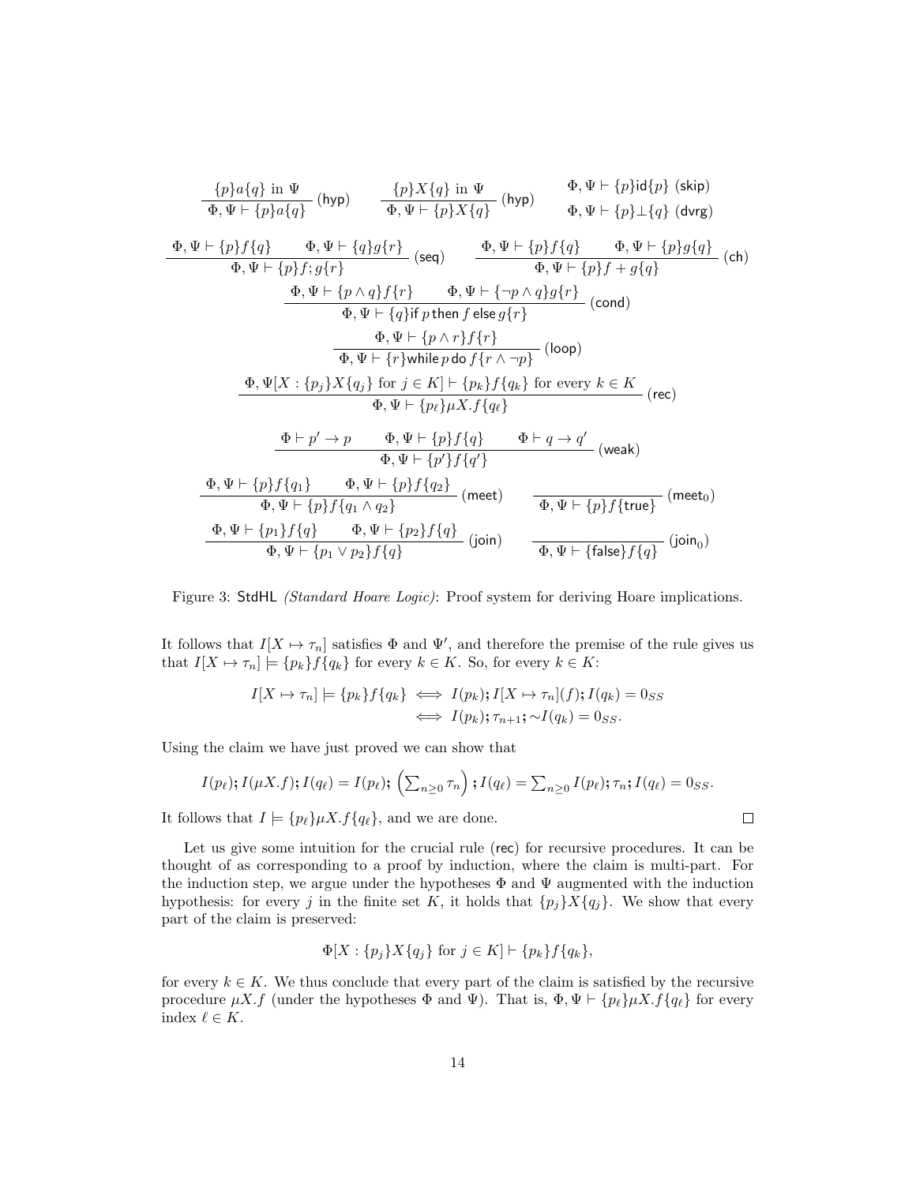$$\frac{\{p\}a\{q\} \text{ in } \Psi}{\Phi, \Psi \vdash \{p\}a\{q\}}\ (\mathsf{hyp}) \qquad \frac{\{p\}X\{q\} \text{ in } \Psi}{\Phi, \Psi \vdash \{p\}X\{q\}}\ (\mathsf{hyp}) \qquad \begin{array}{l}\Phi, \Psi \vdash \{p\}\mathsf{id}\{p\}\ (\mathsf{skip}) \\ \Phi, \Psi \vdash \{p\}\bot\{q\}\ (\mathsf{dvrg})\end{array}$$

$$\frac{\Phi, \Psi \vdash \{p\}f\{q\} \qquad \Phi, \Psi \vdash \{q\}g\{r\}}{\Phi, \Psi \vdash \{p\}f; g\{r\}}\ (\mathsf{seq}) \qquad \frac{\Phi, \Psi \vdash \{p\}f\{q\} \qquad \Phi, \Psi \vdash \{p\}g\{q\}}{\Phi, \Psi \vdash \{p\}f + g\{q\}}\ (\mathsf{ch})$$

$$\frac{\Phi, \Psi \vdash \{p \wedge q\}f\{r\} \qquad \Phi, \Psi \vdash \{\neg p \wedge q\}g\{r\}}{\Phi, \Psi \vdash \{q\}\mathsf{if}\ p\ \mathsf{then}\ f\ \mathsf{else}\ g\{r\}}\ (\mathsf{cond})$$

$$\frac{\Phi, \Psi \vdash \{p \wedge r\}f\{r\}}{\Phi, \Psi \vdash \{r\}\mathsf{while}\ p\ \mathsf{do}\ f\{r \wedge \neg p\}}\ (\mathsf{loop})$$

$$\frac{\Phi, \Psi[X : \{p_j\}X\{q_j\} \text{ for } j \in K] \vdash \{p_k\}f\{q_k\} \text{ for every } k \in K}{\Phi, \Psi \vdash \{p_\ell\}\mu X.f\{q_\ell\}}\ (\mathsf{rec})$$

$$\frac{\Phi \vdash p' \to p \qquad \Phi, \Psi \vdash \{p\}f\{q\} \qquad \Phi \vdash q \to q'}{\Phi, \Psi \vdash \{p'\}f\{q'\}}\ (\mathsf{weak})$$

$$\frac{\Phi, \Psi \vdash \{p\}f\{q_1\} \qquad \Phi, \Psi \vdash \{p\}f\{q_2\}}{\Phi, \Psi \vdash \{p\}f\{q_1 \wedge q_2\}}\ (\mathsf{meet}) \qquad \frac{}{\Phi, \Psi \vdash \{p\}f\{\mathsf{true}\}}\ (\mathsf{meet}_0)$$

$$\frac{\Phi, \Psi \vdash \{p_1\}f\{q\} \qquad \Phi, \Psi \vdash \{p_2\}f\{q\}}{\Phi, \Psi \vdash \{p_1 \vee p_2\}f\{q\}}\ (\mathsf{join}) \qquad \frac{}{\Phi, \Psi \vdash \{\mathsf{false}\}f\{q\}}\ (\mathsf{join}_0)$$

Figure 3: StdHL *(Standard Hoare Logic)*: Proof system for deriving Hoare implications.

It follows that $I[X \mapsto \tau_n]$ satisfies $\Phi$ and $\Psi'$, and therefore the premise of the rule gives us that $I[X \mapsto \tau_n] \models \{p_k\}f\{q_k\}$ for every $k \in K$. So, for every $k \in K$:

$$\begin{aligned} I[X \mapsto \tau_n] \models \{p_k\}f\{q_k\} &\iff I(p_k); I[X \mapsto \tau_n](f); I(q_k) = 0_{SS} \\ &\iff I(p_k); \tau_{n+1}; \sim I(q_k) = 0_{SS}. \end{aligned}$$

Using the claim we have just proved we can show that

$$I(p_\ell); I(\mu X.f); I(q_\ell) = I(p_\ell); \left(\textstyle\sum_{n\geq 0} \tau_n\right); I(q_\ell) = \textstyle\sum_{n\geq 0} I(p_\ell); \tau_n; I(q_\ell) = 0_{SS}.$$

It follows that $I \models \{p_\ell\}\mu X.f\{q_\ell\}$, and we are done. ◻

Let us give some intuition for the crucial rule (rec) for recursive procedures. It can be thought of as corresponding to a proof by induction, where the claim is multi-part. For the induction step, we argue under the hypotheses $\Phi$ and $\Psi$ augmented with the induction hypothesis: for every $j$ in the finite set $K$, it holds that $\{p_j\}X\{q_j\}$. We show that every part of the claim is preserved:

$$\Phi[X : \{p_j\}X\{q_j\} \text{ for } j \in K] \vdash \{p_k\}f\{q_k\},$$

for every $k \in K$. We thus conclude that every part of the claim is satisfied by the recursive procedure $\mu X.f$ (under the hypotheses $\Phi$ and $\Psi$). That is, $\Phi, \Psi \vdash \{p_\ell\}\mu X.f\{q_\ell\}$ for every index $\ell \in K$.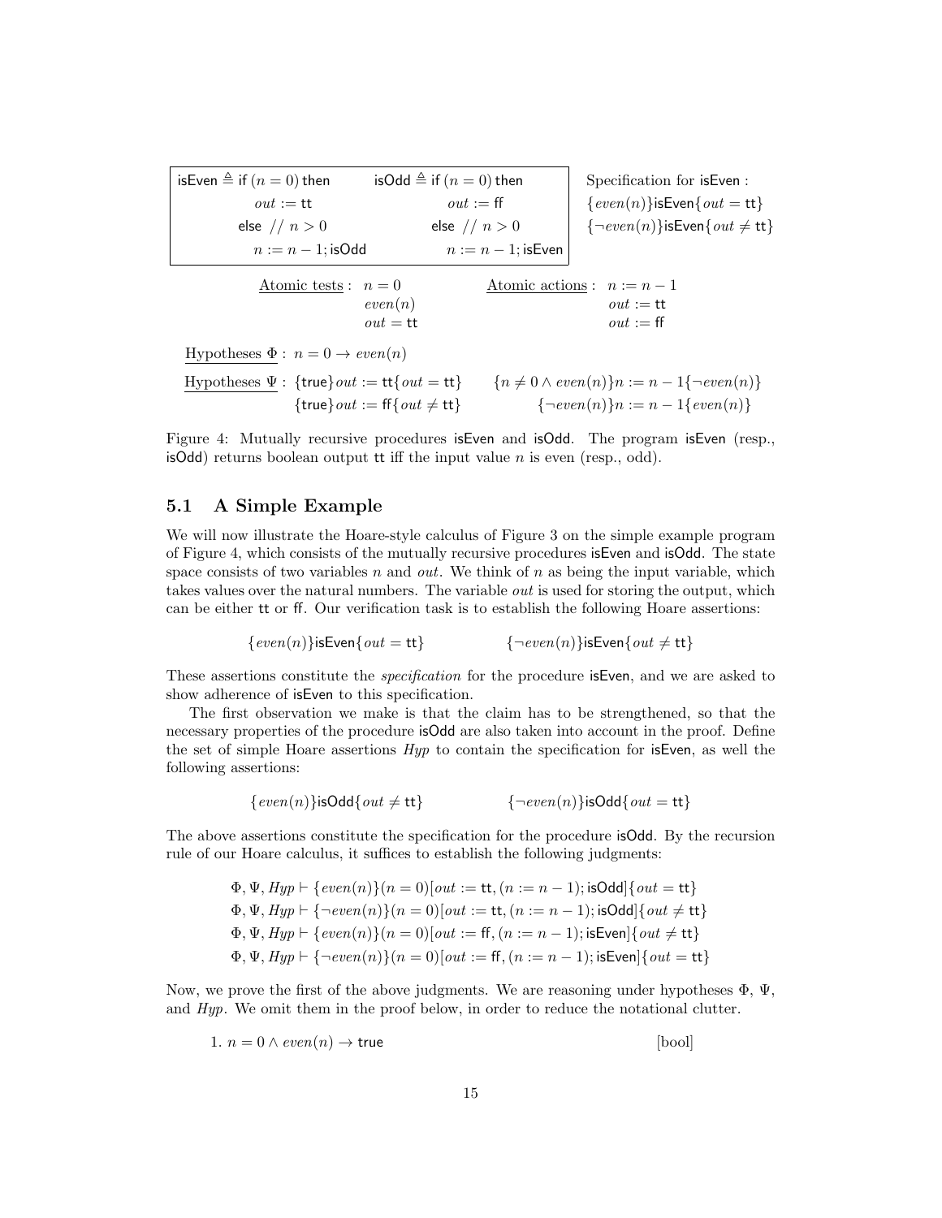$$
\begin{array}{ll}
\mathsf{isEven} \triangleq \mathsf{if}\ (n=0)\ \mathsf{then} & \mathsf{isOdd} \triangleq \mathsf{if}\ (n=0)\ \mathsf{then} \\
\quad out := \mathsf{tt} & \quad out := \mathsf{ff} \\
\quad \mathsf{else}\ //\ n > 0 & \quad \mathsf{else}\ //\ n > 0 \\
\quad\quad n := n-1; \mathsf{isOdd} & \quad\quad n := n-1; \mathsf{isEven}
\end{array}
$$

Specification for $\mathsf{isEven}$:
$\{even(n)\}\mathsf{isEven}\{out = \mathsf{tt}\}$
$\{\neg even(n)\}\mathsf{isEven}\{out \neq \mathsf{tt}\}$

Atomic tests: $n = 0$, $even(n)$, $out = \mathsf{tt}$

Atomic actions: $n := n - 1$, $out := \mathsf{tt}$, $out := \mathsf{ff}$

Hypotheses $\Phi$: $n = 0 \to even(n)$

Hypotheses $\Psi$: $\{\mathsf{true}\}out := \mathsf{tt}\{out = \mathsf{tt}\}$ $\quad \{n \neq 0 \wedge even(n)\}n := n-1\{\neg even(n)\}$
$\{\mathsf{true}\}out := \mathsf{ff}\{out \neq \mathsf{tt}\}$ $\quad \{\neg even(n)\}n := n-1\{even(n)\}$

Figure 4: Mutually recursive procedures isEven and isOdd. The program isEven (resp., isOdd) returns boolean output tt iff the input value $n$ is even (resp., odd).

### 5.1 A Simple Example

We will now illustrate the Hoare-style calculus of Figure 3 on the simple example program of Figure 4, which consists of the mutually recursive procedures isEven and isOdd. The state space consists of two variables $n$ and $out$. We think of $n$ as being the input variable, which takes values over the natural numbers. The variable $out$ is used for storing the output, which can be either tt or ff. Our verification task is to establish the following Hoare assertions:

$$
\{even(n)\}\mathsf{isEven}\{out = \mathsf{tt}\} \qquad \{\neg even(n)\}\mathsf{isEven}\{out \neq \mathsf{tt}\}
$$

These assertions constitute the *specification* for the procedure isEven, and we are asked to show adherence of isEven to this specification.

The first observation we make is that the claim has to be strengthened, so that the necessary properties of the procedure isOdd are also taken into account in the proof. Define the set of simple Hoare assertions *Hyp* to contain the specification for isEven, as well the following assertions:

$$
\{even(n)\}\mathsf{isOdd}\{out \neq \mathsf{tt}\} \qquad \{\neg even(n)\}\mathsf{isOdd}\{out = \mathsf{tt}\}
$$

The above assertions constitute the specification for the procedure isOdd. By the recursion rule of our Hoare calculus, it suffices to establish the following judgments:

$$
\begin{array}{l}
\Phi, \Psi, Hyp \vdash \{even(n)\}(n=0)[out := \mathsf{tt}, (n := n-1); \mathsf{isOdd}]\{out = \mathsf{tt}\} \\
\Phi, \Psi, Hyp \vdash \{\neg even(n)\}(n=0)[out := \mathsf{tt}, (n := n-1); \mathsf{isOdd}]\{out \neq \mathsf{tt}\} \\
\Phi, \Psi, Hyp \vdash \{even(n)\}(n=0)[out := \mathsf{ff}, (n := n-1); \mathsf{isEven}]\{out \neq \mathsf{tt}\} \\
\Phi, \Psi, Hyp \vdash \{\neg even(n)\}(n=0)[out := \mathsf{ff}, (n := n-1); \mathsf{isEven}]\{out = \mathsf{tt}\}
\end{array}
$$

Now, we prove the first of the above judgments. We are reasoning under hypotheses $\Phi$, $\Psi$, and *Hyp*. We omit them in the proof below, in order to reduce the notational clutter.

1. $n = 0 \wedge even(n) \to \mathsf{true}$ [bool]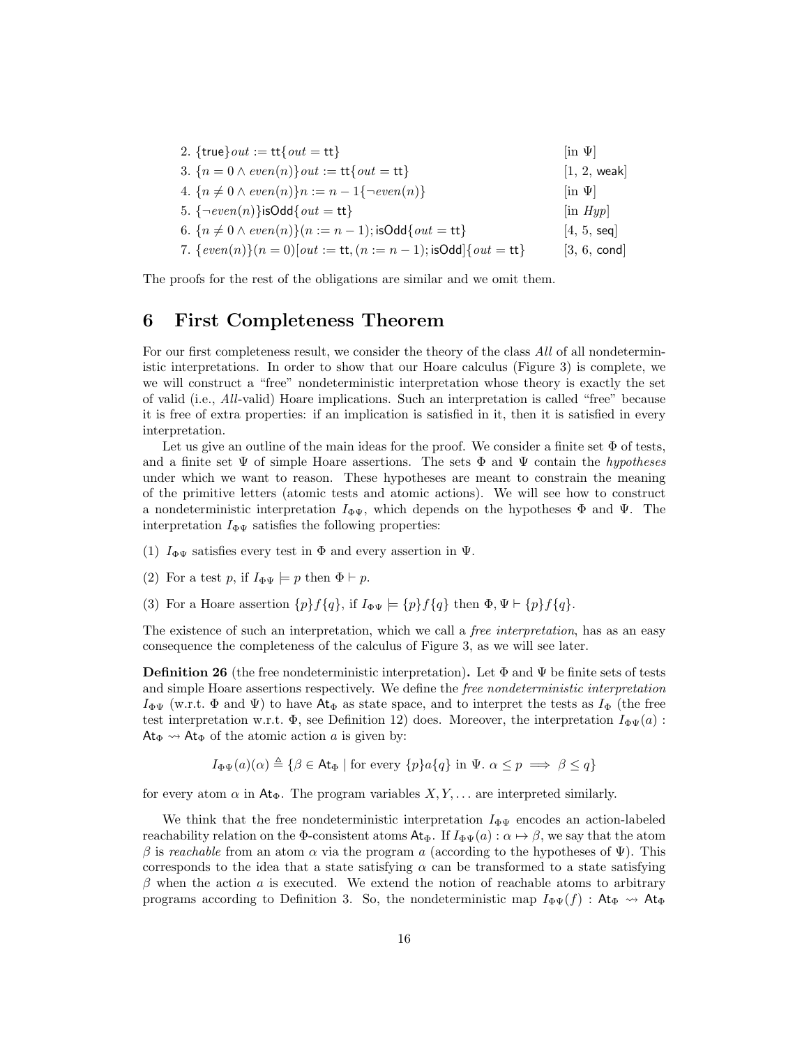2. $\{\mathsf{true}\}out := \mathsf{tt}\{out = \mathsf{tt}\}$ [in $\Psi$]
3. $\{n = 0 \wedge even(n)\}out := \mathsf{tt}\{out = \mathsf{tt}\}$ [1, 2, weak]
4. $\{n \neq 0 \wedge even(n)\}n := n - 1\{\neg even(n)\}$ [in $\Psi$]
5. $\{\neg even(n)\}\mathsf{isOdd}\{out = \mathsf{tt}\}$ [in $Hyp$]
6. $\{n \neq 0 \wedge even(n)\}(n := n - 1); \mathsf{isOdd}\{out = \mathsf{tt}\}$ [4, 5, seq]
7. $\{even(n)\}(n = 0)[out := \mathsf{tt}, (n := n - 1); \mathsf{isOdd}]\{out = \mathsf{tt}\}$ [3, 6, cond]

The proofs for the rest of the obligations are similar and we omit them.

## 6 First Completeness Theorem

For our first completeness result, we consider the theory of the class *All* of all nondeterministic interpretations. In order to show that our Hoare calculus (Figure 3) is complete, we we will construct a "free" nondeterministic interpretation whose theory is exactly the set of valid (i.e., *All*-valid) Hoare implications. Such an interpretation is called "free" because it is free of extra properties: if an implication is satisfied in it, then it is satisfied in every interpretation.

Let us give an outline of the main ideas for the proof. We consider a finite set $\Phi$ of tests, and a finite set $\Psi$ of simple Hoare assertions. The sets $\Phi$ and $\Psi$ contain the *hypotheses* under which we want to reason. These hypotheses are meant to constrain the meaning of the primitive letters (atomic tests and atomic actions). We will see how to construct a nondeterministic interpretation $I_{\Phi\Psi}$, which depends on the hypotheses $\Phi$ and $\Psi$. The interpretation $I_{\Phi\Psi}$ satisfies the following properties:

(1) $I_{\Phi\Psi}$ satisfies every test in $\Phi$ and every assertion in $\Psi$.

(2) For a test $p$, if $I_{\Phi\Psi} \models p$ then $\Phi \vdash p$.

(3) For a Hoare assertion $\{p\}f\{q\}$, if $I_{\Phi\Psi} \models \{p\}f\{q\}$ then $\Phi, \Psi \vdash \{p\}f\{q\}$.

The existence of such an interpretation, which we call a *free interpretation*, has as an easy consequence the completeness of the calculus of Figure 3, as we will see later.

**Definition 26** (the free nondeterministic interpretation)**.** Let $\Phi$ and $\Psi$ be finite sets of tests and simple Hoare assertions respectively. We define the *free nondeterministic interpretation* $I_{\Phi\Psi}$ (w.r.t. $\Phi$ and $\Psi$) to have $\mathsf{At}_\Phi$ as state space, and to interpret the tests as $I_\Phi$ (the free test interpretation w.r.t. $\Phi$, see Definition 12) does. Moreover, the interpretation $I_{\Phi\Psi}(a) : \mathsf{At}_\Phi \rightsquigarrow \mathsf{At}_\Phi$ of the atomic action $a$ is given by:

$$I_{\Phi\Psi}(a)(\alpha) \triangleq \{\beta \in \mathsf{At}_\Phi \mid \text{for every } \{p\}a\{q\} \text{ in } \Psi.\ \alpha \leq p \implies \beta \leq q\}$$

for every atom $\alpha$ in $\mathsf{At}_\Phi$. The program variables $X, Y, \ldots$ are interpreted similarly.

We think that the free nondeterministic interpretation $I_{\Phi\Psi}$ encodes an action-labeled reachability relation on the $\Phi$-consistent atoms $\mathsf{At}_\Phi$. If $I_{\Phi\Psi}(a) : \alpha \mapsto \beta$, we say that the atom $\beta$ is *reachable* from an atom $\alpha$ via the program $a$ (according to the hypotheses of $\Psi$). This corresponds to the idea that a state satisfying $\alpha$ can be transformed to a state satisfying $\beta$ when the action $a$ is executed. We extend the notion of reachable atoms to arbitrary programs according to Definition 3. So, the nondeterministic map $I_{\Phi\Psi}(f) : \mathsf{At}_\Phi \rightsquigarrow \mathsf{At}_\Phi$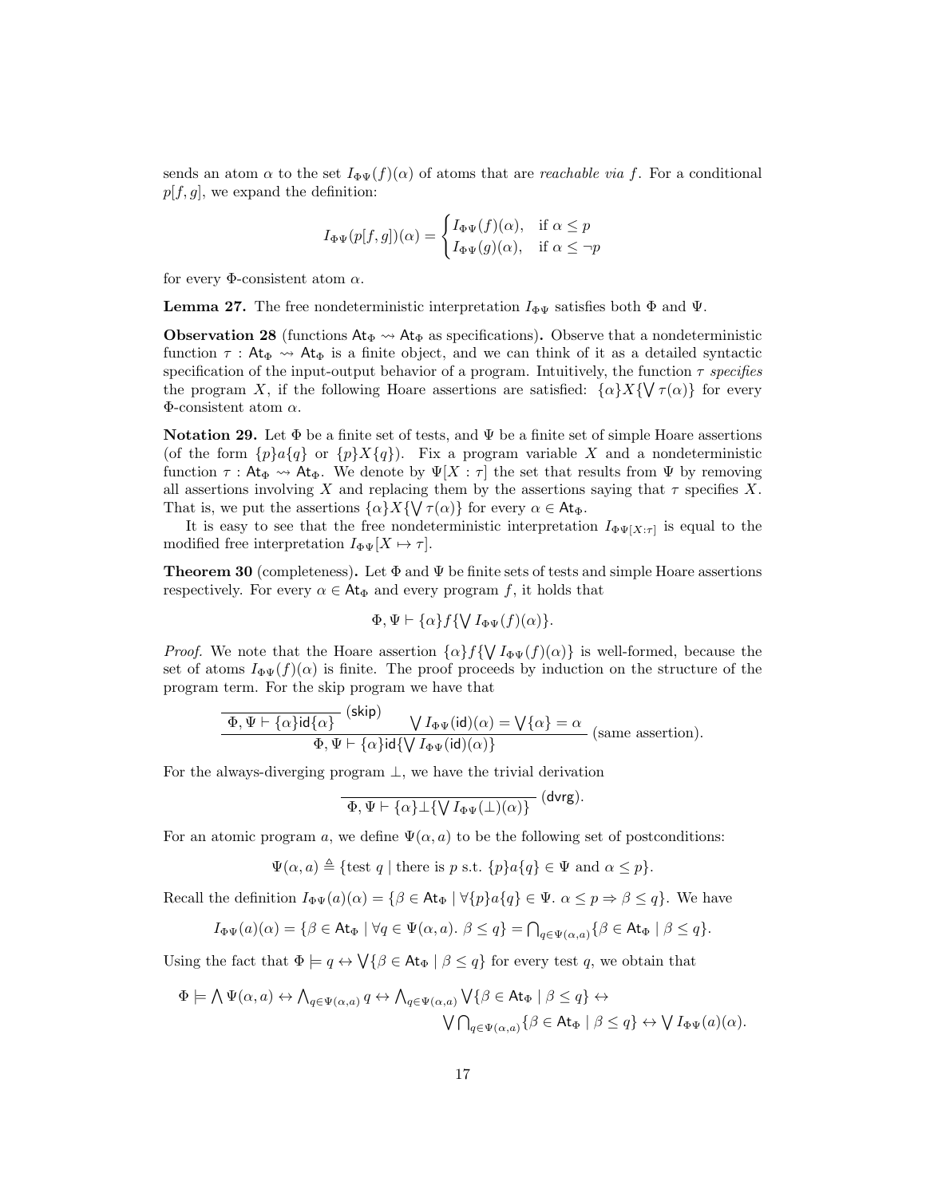sends an atom $\alpha$ to the set $I_{\Phi\Psi}(f)(\alpha)$ of atoms that are *reachable via* $f$. For a conditional $p[f, g]$, we expand the definition:

$$I_{\Phi\Psi}(p[f,g])(\alpha) = \begin{cases} I_{\Phi\Psi}(f)(\alpha), & \text{if } \alpha \leq p \\ I_{\Phi\Psi}(g)(\alpha), & \text{if } \alpha \leq \neg p \end{cases}$$

for every $\Phi$-consistent atom $\alpha$.

**Lemma 27.** The free nondeterministic interpretation $I_{\Phi\Psi}$ satisfies both $\Phi$ and $\Psi$.

**Observation 28** (functions $\mathsf{At}_\Phi \rightsquigarrow \mathsf{At}_\Phi$ as specifications)**.** Observe that a nondeterministic function $\tau : \mathsf{At}_\Phi \rightsquigarrow \mathsf{At}_\Phi$ is a finite object, and we can think of it as a detailed syntactic specification of the input-output behavior of a program. Intuitively, the function $\tau$ *specifies* the program $X$, if the following Hoare assertions are satisfied: $\{\alpha\}X\{\bigvee \tau(\alpha)\}$ for every $\Phi$-consistent atom $\alpha$.

**Notation 29.** Let $\Phi$ be a finite set of tests, and $\Psi$ be a finite set of simple Hoare assertions (of the form $\{p\}a\{q\}$ or $\{p\}X\{q\}$). Fix a program variable $X$ and a nondeterministic function $\tau : \mathsf{At}_\Phi \rightsquigarrow \mathsf{At}_\Phi$. We denote by $\Psi[X : \tau]$ the set that results from $\Psi$ by removing all assertions involving $X$ and replacing them by the assertions saying that $\tau$ specifies $X$. That is, we put the assertions $\{\alpha\}X\{\bigvee \tau(\alpha)\}$ for every $\alpha \in \mathsf{At}_\Phi$.

It is easy to see that the free nondeterministic interpretation $I_{\Phi\Psi[X:\tau]}$ is equal to the modified free interpretation $I_{\Phi\Psi}[X \mapsto \tau]$.

**Theorem 30** (completeness)**.** Let $\Phi$ and $\Psi$ be finite sets of tests and simple Hoare assertions respectively. For every $\alpha \in \mathsf{At}_\Phi$ and every program $f$, it holds that

$$\Phi, \Psi \vdash \{\alpha\}f\{\bigvee I_{\Phi\Psi}(f)(\alpha)\}.$$

*Proof.* We note that the Hoare assertion $\{\alpha\}f\{\bigvee I_{\Phi\Psi}(f)(\alpha)\}$ is well-formed, because the set of atoms $I_{\Phi\Psi}(f)(\alpha)$ is finite. The proof proceeds by induction on the structure of the program term. For the skip program we have that

$$\dfrac{\dfrac{}{\Phi, \Psi \vdash \{\alpha\}\mathsf{id}\{\alpha\}}\ (\mathsf{skip}) \qquad \bigvee I_{\Phi\Psi}(\mathsf{id})(\alpha) = \bigvee\{\alpha\} = \alpha}{\Phi, \Psi \vdash \{\alpha\}\mathsf{id}\{\bigvee I_{\Phi\Psi}(\mathsf{id})(\alpha)\}}\ \text{(same assertion)}.$$

For the always-diverging program $\bot$, we have the trivial derivation

$$\dfrac{}{\Phi, \Psi \vdash \{\alpha\}\bot\{\bigvee I_{\Phi\Psi}(\bot)(\alpha)\}}\ (\mathsf{dvrg}).$$

For an atomic program $a$, we define $\Psi(\alpha, a)$ to be the following set of postconditions:

$$\Psi(\alpha, a) \triangleq \{\text{test } q \mid \text{there is } p \text{ s.t. } \{p\}a\{q\} \in \Psi \text{ and } \alpha \leq p\}.$$

Recall the definition $I_{\Phi\Psi}(a)(\alpha) = \{\beta \in \mathsf{At}_\Phi \mid \forall \{p\}a\{q\} \in \Psi.\ \alpha \leq p \Rightarrow \beta \leq q\}$. We have

$$I_{\Phi\Psi}(a)(\alpha) = \{\beta \in \mathsf{At}_\Phi \mid \forall q \in \Psi(\alpha, a).\ \beta \leq q\} = \textstyle\bigcap_{q \in \Psi(\alpha,a)} \{\beta \in \mathsf{At}_\Phi \mid \beta \leq q\}.$$

Using the fact that $\Phi \models q \leftrightarrow \bigvee\{\beta \in \mathsf{At}_\Phi \mid \beta \leq q\}$ for every test $q$, we obtain that

$$\Phi \models \textstyle\bigwedge \Psi(\alpha, a) \leftrightarrow \bigwedge_{q \in \Psi(\alpha,a)} q \leftrightarrow \bigwedge_{q \in \Psi(\alpha,a)} \bigvee\{\beta \in \mathsf{At}_\Phi \mid \beta \leq q\} \leftrightarrow$$
$$\textstyle\bigvee \bigcap_{q \in \Psi(\alpha,a)} \{\beta \in \mathsf{At}_\Phi \mid \beta \leq q\} \leftrightarrow \bigvee I_{\Phi\Psi}(a)(\alpha).$$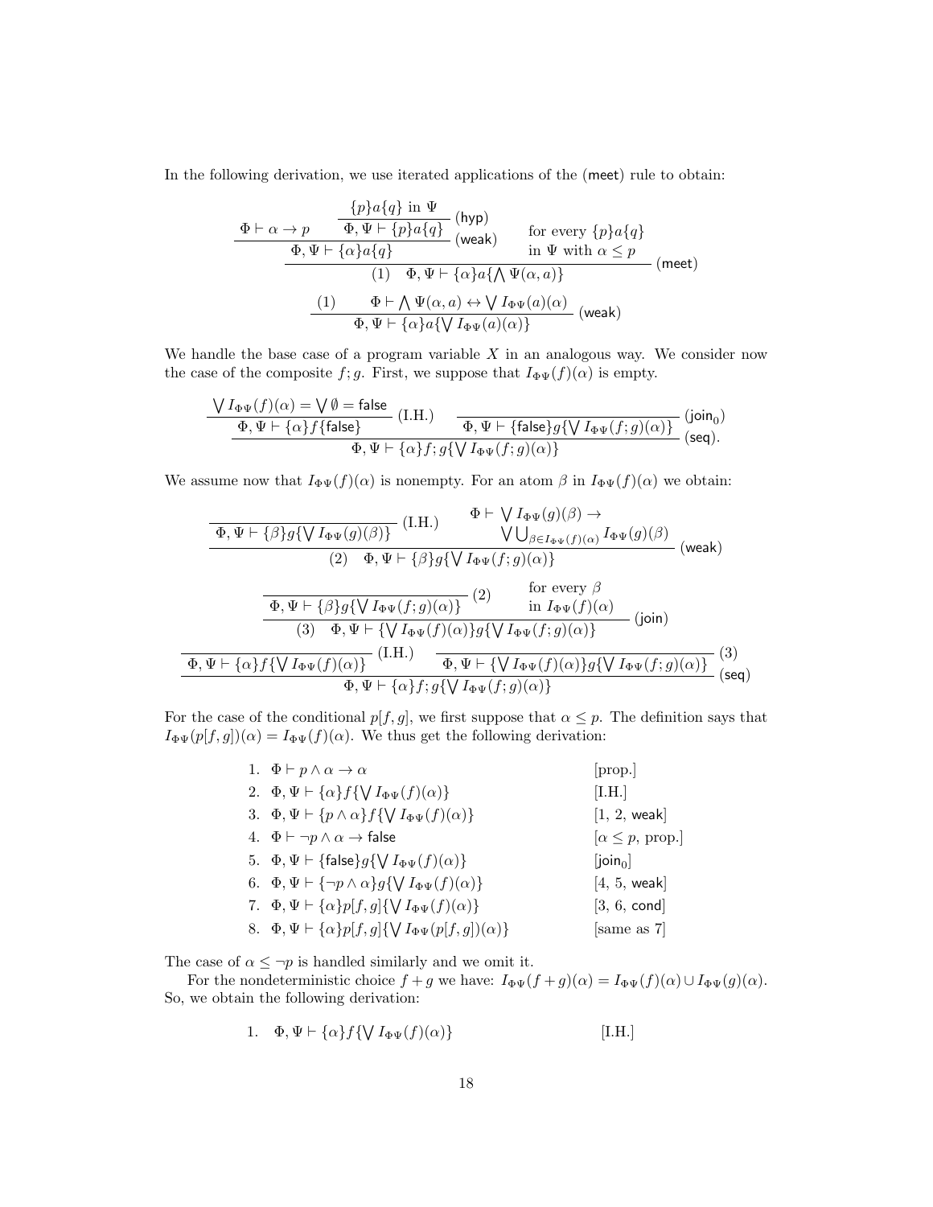In the following derivation, we use iterated applications of the (meet) rule to obtain:

$$
\dfrac{\dfrac{\Phi \vdash \alpha \to p \qquad \dfrac{\dfrac{\{p\}a\{q\} \text{ in } \Psi}{\Phi, \Psi \vdash \{p\}a\{q\}}\,(\mathsf{hyp})}{}\,(\mathsf{weak})}{\Phi, \Psi \vdash \{\alpha\}a\{q\}} \qquad \begin{array}{l}\text{for every } \{p\}a\{q\} \\ \text{in } \Psi \text{ with } \alpha \leq p\end{array}}{(1) \quad \Phi, \Psi \vdash \{\alpha\}a\{\bigwedge \Psi(\alpha, a)\}}\,(\mathsf{meet})
$$

$$
\dfrac{(1) \qquad \Phi \vdash \bigwedge \Psi(\alpha, a) \leftrightarrow \bigvee I_{\Phi\Psi}(a)(\alpha)}{\Phi, \Psi \vdash \{\alpha\}a\{\bigvee I_{\Phi\Psi}(a)(\alpha)\}}\,(\mathsf{weak})
$$

We handle the base case of a program variable $X$ in an analogous way. We consider now the case of the composite $f;g$. First, we suppose that $I_{\Phi\Psi}(f)(\alpha)$ is empty.

$$
\dfrac{\dfrac{\bigvee I_{\Phi\Psi}(f)(\alpha) = \bigvee \emptyset = \mathsf{false}}{\Phi, \Psi \vdash \{\alpha\}f\{\mathsf{false}\}}\,(\text{I.H.}) \qquad \dfrac{}{\Phi, \Psi \vdash \{\mathsf{false}\}g\{\bigvee I_{\Phi\Psi}(f;g)(\alpha)\}}\,(\mathsf{join}_0)}{\Phi, \Psi \vdash \{\alpha\}f;g\{\bigvee I_{\Phi\Psi}(f;g)(\alpha)\}}\,(\mathsf{seq}).
$$

We assume now that $I_{\Phi\Psi}(f)(\alpha)$ is nonempty. For an atom $\beta$ in $I_{\Phi\Psi}(f)(\alpha)$ we obtain:

$$
\dfrac{\dfrac{}{\Phi, \Psi \vdash \{\beta\}g\{\bigvee I_{\Phi\Psi}(g)(\beta)\}}\,(\text{I.H.}) \qquad \Phi \vdash \bigvee I_{\Phi\Psi}(g)(\beta) \to \bigvee \bigcup_{\beta \in I_{\Phi\Psi}(f)(\alpha)} I_{\Phi\Psi}(g)(\beta)}{(2) \quad \Phi, \Psi \vdash \{\beta\}g\{\bigvee I_{\Phi\Psi}(f;g)(\alpha)\}}\,(\mathsf{weak})
$$

$$
\dfrac{\dfrac{}{\Phi, \Psi \vdash \{\beta\}g\{\bigvee I_{\Phi\Psi}(f;g)(\alpha)\}}\,(2) \qquad \begin{array}{l}\text{for every } \beta \\ \text{in } I_{\Phi\Psi}(f)(\alpha)\end{array}}{(3) \quad \Phi, \Psi \vdash \{\bigvee I_{\Phi\Psi}(f)(\alpha)\}g\{\bigvee I_{\Phi\Psi}(f;g)(\alpha)\}}\,(\mathsf{join})
$$

$$
\dfrac{\dfrac{}{\Phi, \Psi \vdash \{\alpha\}f\{\bigvee I_{\Phi\Psi}(f)(\alpha)\}}\,(\text{I.H.}) \qquad \dfrac{}{\Phi, \Psi \vdash \{\bigvee I_{\Phi\Psi}(f)(\alpha)\}g\{\bigvee I_{\Phi\Psi}(f;g)(\alpha)\}}\,(3)}{\Phi, \Psi \vdash \{\alpha\}f;g\{\bigvee I_{\Phi\Psi}(f;g)(\alpha)\}}\,(\mathsf{seq})
$$

For the case of the conditional $p[f,g]$, we first suppose that $\alpha \leq p$. The definition says that $I_{\Phi\Psi}(p[f,g])(\alpha) = I_{\Phi\Psi}(f)(\alpha)$. We thus get the following derivation:

| | | |
|---|---|---|
| 1. | $\Phi \vdash p \wedge \alpha \to \alpha$ | [prop.] |
| 2. | $\Phi, \Psi \vdash \{\alpha\}f\{\bigvee I_{\Phi\Psi}(f)(\alpha)\}$ | [I.H.] |
| 3. | $\Phi, \Psi \vdash \{p \wedge \alpha\}f\{\bigvee I_{\Phi\Psi}(f)(\alpha)\}$ | [1, 2, weak] |
| 4. | $\Phi \vdash \neg p \wedge \alpha \to \mathsf{false}$ | [$\alpha \leq p$, prop.] |
| 5. | $\Phi, \Psi \vdash \{\mathsf{false}\}g\{\bigvee I_{\Phi\Psi}(f)(\alpha)\}$ | [$\mathsf{join}_0$] |
| 6. | $\Phi, \Psi \vdash \{\neg p \wedge \alpha\}g\{\bigvee I_{\Phi\Psi}(f)(\alpha)\}$ | [4, 5, weak] |
| 7. | $\Phi, \Psi \vdash \{\alpha\}p[f,g]\{\bigvee I_{\Phi\Psi}(f)(\alpha)\}$ | [3, 6, cond] |
| 8. | $\Phi, \Psi \vdash \{\alpha\}p[f,g]\{\bigvee I_{\Phi\Psi}(p[f,g])(\alpha)\}$ | [same as 7] |

The case of $\alpha \leq \neg p$ is handled similarly and we omit it.

For the nondeterministic choice $f + g$ we have: $I_{\Phi\Psi}(f+g)(\alpha) = I_{\Phi\Psi}(f)(\alpha) \cup I_{\Phi\Psi}(g)(\alpha)$. So, we obtain the following derivation:

1. $\Phi, \Psi \vdash \{\alpha\}f\{\bigvee I_{\Phi\Psi}(f)(\alpha)\}$ [I.H.]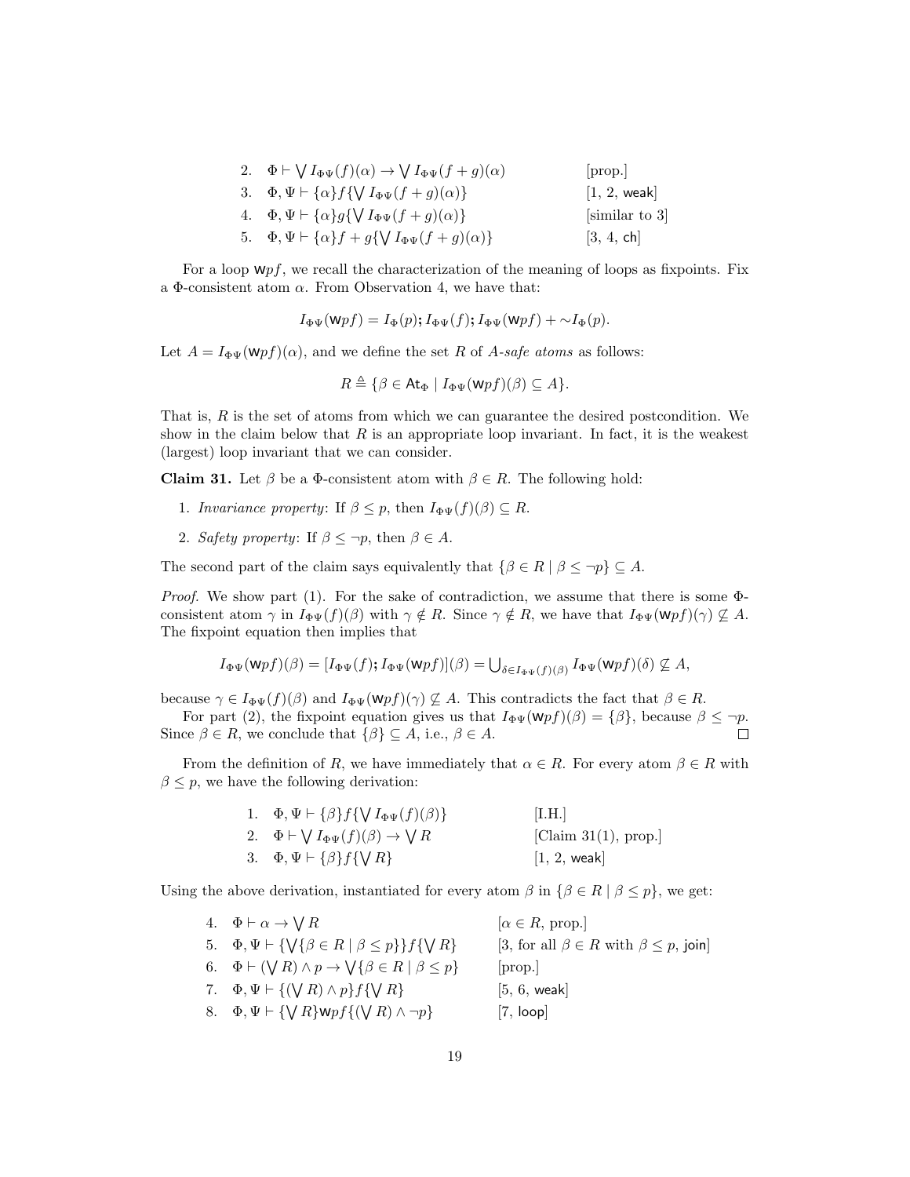2. $\Phi \vdash \bigvee I_{\Phi\Psi}(f)(\alpha) \to \bigvee I_{\Phi\Psi}(f+g)(\alpha)$ [prop.]
3. $\Phi, \Psi \vdash \{\alpha\} f \{\bigvee I_{\Phi\Psi}(f+g)(\alpha)\}$ [1, 2, weak]
4. $\Phi, \Psi \vdash \{\alpha\} g \{\bigvee I_{\Phi\Psi}(f+g)(\alpha)\}$ [similar to 3]
5. $\Phi, \Psi \vdash \{\alpha\} f+g \{\bigvee I_{\Phi\Psi}(f+g)(\alpha)\}$ [3, 4, ch]

For a loop $\mathsf{w}pf$, we recall the characterization of the meaning of loops as fixpoints. Fix a $\Phi$-consistent atom $\alpha$. From Observation 4, we have that:

$$I_{\Phi\Psi}(\mathsf{w}pf) = I_\Phi(p) \mathbin{;} I_{\Phi\Psi}(f) \mathbin{;} I_{\Phi\Psi}(\mathsf{w}pf) + {\sim} I_\Phi(p).$$

Let $A = I_{\Phi\Psi}(\mathsf{w}pf)(\alpha)$, and we define the set $R$ of *$A$-safe atoms* as follows:

$$R \triangleq \{\beta \in \mathsf{At}_\Phi \mid I_{\Phi\Psi}(\mathsf{w}pf)(\beta) \subseteq A\}.$$

That is, $R$ is the set of atoms from which we can guarantee the desired postcondition. We show in the claim below that $R$ is an appropriate loop invariant. In fact, it is the weakest (largest) loop invariant that we can consider.

**Claim 31.** Let $\beta$ be a $\Phi$-consistent atom with $\beta \in R$. The following hold:

1. *Invariance property*: If $\beta \leq p$, then $I_{\Phi\Psi}(f)(\beta) \subseteq R$.
2. *Safety property*: If $\beta \leq \neg p$, then $\beta \in A$.

The second part of the claim says equivalently that $\{\beta \in R \mid \beta \leq \neg p\} \subseteq A$.

*Proof.* We show part (1). For the sake of contradiction, we assume that there is some $\Phi$-consistent atom $\gamma$ in $I_{\Phi\Psi}(f)(\beta)$ with $\gamma \notin R$. Since $\gamma \notin R$, we have that $I_{\Phi\Psi}(\mathsf{w}pf)(\gamma) \not\subseteq A$. The fixpoint equation then implies that

$$I_{\Phi\Psi}(\mathsf{w}pf)(\beta) = [I_{\Phi\Psi}(f) \mathbin{;} I_{\Phi\Psi}(\mathsf{w}pf)](\beta) = \textstyle\bigcup_{\delta \in I_{\Phi\Psi}(f)(\beta)} I_{\Phi\Psi}(\mathsf{w}pf)(\delta) \not\subseteq A,$$

because $\gamma \in I_{\Phi\Psi}(f)(\beta)$ and $I_{\Phi\Psi}(\mathsf{w}pf)(\gamma) \not\subseteq A$. This contradicts the fact that $\beta \in R$.

For part (2), the fixpoint equation gives us that $I_{\Phi\Psi}(\mathsf{w}pf)(\beta) = \{\beta\}$, because $\beta \leq \neg p$. Since $\beta \in R$, we conclude that $\{\beta\} \subseteq A$, i.e., $\beta \in A$. ∎

From the definition of $R$, we have immediately that $\alpha \in R$. For every atom $\beta \in R$ with $\beta \leq p$, we have the following derivation:

1. $\Phi, \Psi \vdash \{\beta\} f \{\bigvee I_{\Phi\Psi}(f)(\beta)\}$ [I.H.]
2. $\Phi \vdash \bigvee I_{\Phi\Psi}(f)(\beta) \to \bigvee R$ [Claim 31(1), prop.]
3. $\Phi, \Psi \vdash \{\beta\} f \{\bigvee R\}$ [1, 2, weak]

Using the above derivation, instantiated for every atom $\beta$ in $\{\beta \in R \mid \beta \leq p\}$, we get:

4. $\Phi \vdash \alpha \to \bigvee R$ [$\alpha \in R$, prop.]
5. $\Phi, \Psi \vdash \{\bigvee\{\beta \in R \mid \beta \leq p\}\} f \{\bigvee R\}$ [3, for all $\beta \in R$ with $\beta \leq p$, join]
6. $\Phi \vdash (\bigvee R) \wedge p \to \bigvee\{\beta \in R \mid \beta \leq p\}$ [prop.]
7. $\Phi, \Psi \vdash \{(\bigvee R) \wedge p\} f \{\bigvee R\}$ [5, 6, weak]
8. $\Phi, \Psi \vdash \{\bigvee R\} \mathsf{w}pf \{(\bigvee R) \wedge \neg p\}$ [7, loop]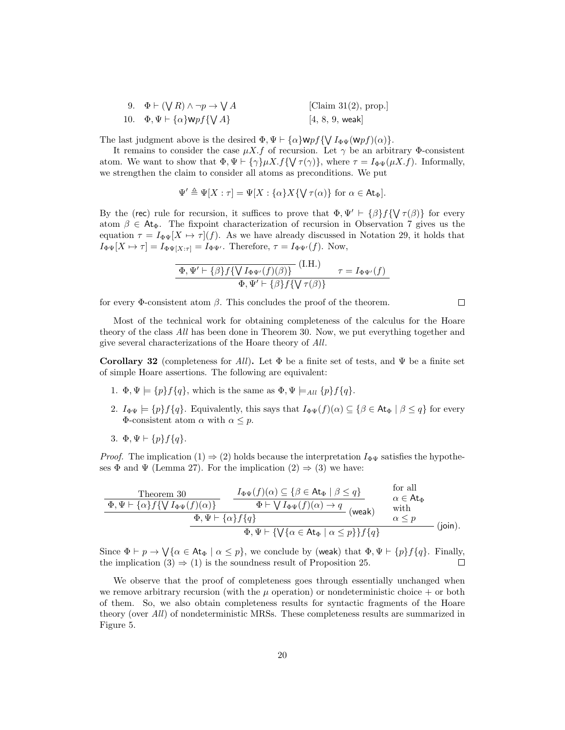9. $\Phi \vdash (\bigvee R) \wedge \neg p \to \bigvee A$ [Claim 31(2), prop.]

10. $\Phi, \Psi \vdash \{\alpha\}\mathsf{w}pf\{\bigvee A\}$ [4, 8, 9, weak]

The last judgment above is the desired $\Phi, \Psi \vdash \{\alpha\}\mathsf{w}pf\{\bigvee I_{\Phi\Psi}(\mathsf{w}pf)(\alpha)\}$.

It remains to consider the case $\mu X.f$ of recursion. Let $\gamma$ be an arbitrary $\Phi$-consistent atom. We want to show that $\Phi, \Psi \vdash \{\gamma\}\mu X.f\{\bigvee \tau(\gamma)\}$, where $\tau = I_{\Phi\Psi}(\mu X.f)$. Informally, we strengthen the claim to consider all atoms as preconditions. We put

$$\Psi' \triangleq \Psi[X : \tau] = \Psi[X : \{\alpha\}X\{\bigvee \tau(\alpha)\} \text{ for } \alpha \in \mathsf{At}_\Phi].$$

By the (rec) rule for recursion, it suffices to prove that $\Phi, \Psi' \vdash \{\beta\}f\{\bigvee \tau(\beta)\}$ for every atom $\beta \in \mathsf{At}_\Phi$. The fixpoint characterization of recursion in Observation 7 gives us the equation $\tau = I_{\Phi\Psi}[X \mapsto \tau](f)$. As we have already discussed in Notation 29, it holds that $I_{\Phi\Psi}[X \mapsto \tau] = I_{\Phi\Psi[X:\tau]} = I_{\Phi\Psi'}$. Therefore, $\tau = I_{\Phi\Psi'}(f)$. Now,

$$\dfrac{\dfrac{}{\Phi, \Psi' \vdash \{\beta\}f\{\bigvee I_{\Phi\Psi'}(f)(\beta)\}}\,(\text{I.H.}) \qquad \tau = I_{\Phi\Psi'}(f)}{\Phi, \Psi' \vdash \{\beta\}f\{\bigvee \tau(\beta)\}}$$

for every $\Phi$-consistent atom $\beta$. This concludes the proof of the theorem. ∎

Most of the technical work for obtaining completeness of the calculus for the Hoare theory of the class *All* has been done in Theorem 30. Now, we put everything together and give several characterizations of the Hoare theory of *All*.

**Corollary 32** (completeness for *All*)**.** Let $\Phi$ be a finite set of tests, and $\Psi$ be a finite set of simple Hoare assertions. The following are equivalent:

1. $\Phi, \Psi \models \{p\}f\{q\}$, which is the same as $\Phi, \Psi \models_{All} \{p\}f\{q\}$.
2. $I_{\Phi\Psi} \models \{p\}f\{q\}$. Equivalently, this says that $I_{\Phi\Psi}(f)(\alpha) \subseteq \{\beta \in \mathsf{At}_\Phi \mid \beta \leq q\}$ for every $\Phi$-consistent atom $\alpha$ with $\alpha \leq p$.
3. $\Phi, \Psi \vdash \{p\}f\{q\}$.

*Proof.* The implication (1) ⇒ (2) holds because the interpretation $I_{\Phi\Psi}$ satisfies the hypotheses $\Phi$ and $\Psi$ (Lemma 27). For the implication (2) ⇒ (3) we have:

$$\dfrac{\dfrac{\dfrac{\text{Theorem 30}}{\Phi, \Psi \vdash \{\alpha\}f\{\bigvee I_{\Phi\Psi}(f)(\alpha)\}} \qquad \dfrac{I_{\Phi\Psi}(f)(\alpha) \subseteq \{\beta \in \mathsf{At}_\Phi \mid \beta \leq q\}}{\Phi \vdash \bigvee I_{\Phi\Psi}(f)(\alpha) \to q}}{\Phi, \Psi \vdash \{\alpha\}f\{q\}}\,(\mathsf{weak}) \quad \begin{array}{l}\text{for all} \\ \alpha \in \mathsf{At}_\Phi \\ \text{with} \\ \alpha \leq p\end{array}}{\Phi, \Psi \vdash \{\bigvee\{\alpha \in \mathsf{At}_\Phi \mid \alpha \leq p\}\}f\{q\}}\,(\mathsf{join}).$$

Since $\Phi \vdash p \to \bigvee\{\alpha \in \mathsf{At}_\Phi \mid \alpha \leq p\}$, we conclude by (weak) that $\Phi, \Psi \vdash \{p\}f\{q\}$. Finally, the implication (3) ⇒ (1) is the soundness result of Proposition 25. ∎

We observe that the proof of completeness goes through essentially unchanged when we remove arbitrary recursion (with the $\mu$ operation) or nondeterministic choice $+$ or both of them. So, we also obtain completeness results for syntactic fragments of the Hoare theory (over *All*) of nondeterministic MRSs. These completeness results are summarized in Figure 5.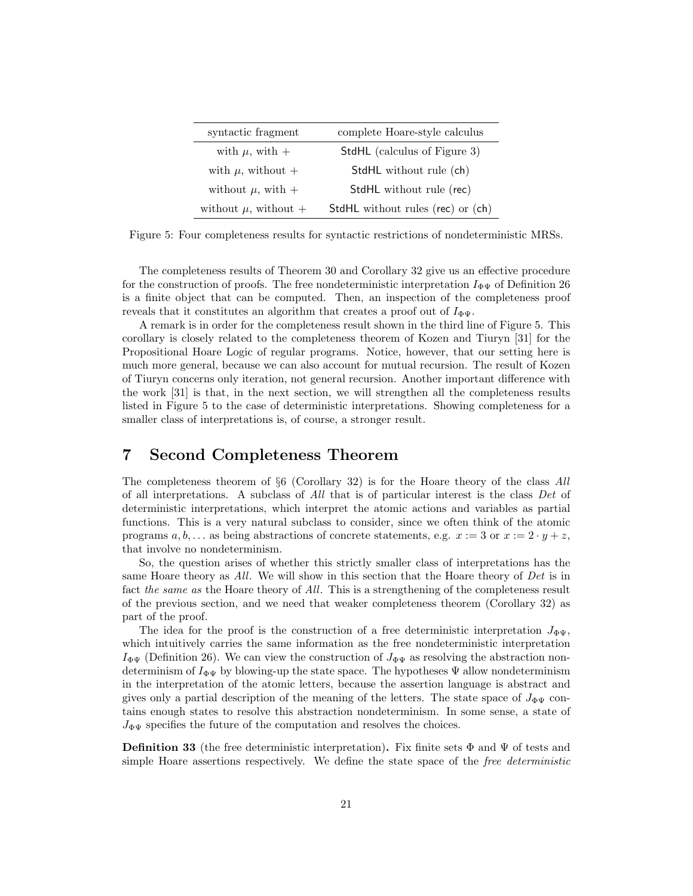| syntactic fragment | complete Hoare-style calculus |
| --- | --- |
| with $\mu$, with $+$ | StdHL (calculus of Figure 3) |
| with $\mu$, without $+$ | StdHL without rule (ch) |
| without $\mu$, with $+$ | StdHL without rule (rec) |
| without $\mu$, without $+$ | StdHL without rules (rec) or (ch) |

Figure 5: Four completeness results for syntactic restrictions of nondeterministic MRSs.

The completeness results of Theorem 30 and Corollary 32 give us an effective procedure for the construction of proofs. The free nondeterministic interpretation $I_{\Phi\Psi}$ of Definition 26 is a finite object that can be computed. Then, an inspection of the completeness proof reveals that it constitutes an algorithm that creates a proof out of $I_{\Phi\Psi}$.

A remark is in order for the completeness result shown in the third line of Figure 5. This corollary is closely related to the completeness theorem of Kozen and Tiuryn [31] for the Propositional Hoare Logic of regular programs. Notice, however, that our setting here is much more general, because we can also account for mutual recursion. The result of Kozen of Tiuryn concerns only iteration, not general recursion. Another important difference with the work [31] is that, in the next section, we will strengthen all the completeness results listed in Figure 5 to the case of deterministic interpretations. Showing completeness for a smaller class of interpretations is, of course, a stronger result.

# 7 Second Completeness Theorem

The completeness theorem of §6 (Corollary 32) is for the Hoare theory of the class *All* of all interpretations. A subclass of *All* that is of particular interest is the class *Det* of deterministic interpretations, which interpret the atomic actions and variables as partial functions. This is a very natural subclass to consider, since we often think of the atomic programs $a, b, \ldots$ as being abstractions of concrete statements, e.g. $x := 3$ or $x := 2 \cdot y + z$, that involve no nondeterminism.

So, the question arises of whether this strictly smaller class of interpretations has the same Hoare theory as *All*. We will show in this section that the Hoare theory of *Det* is in fact *the same as* the Hoare theory of *All*. This is a strengthening of the completeness result of the previous section, and we need that weaker completeness theorem (Corollary 32) as part of the proof.

The idea for the proof is the construction of a free deterministic interpretation $J_{\Phi\Psi}$, which intuitively carries the same information as the free nondeterministic interpretation $I_{\Phi\Psi}$ (Definition 26). We can view the construction of $J_{\Phi\Psi}$ as resolving the abstraction nondeterminism of $I_{\Phi\Psi}$ by blowing-up the state space. The hypotheses $\Psi$ allow nondeterminism in the interpretation of the atomic letters, because the assertion language is abstract and gives only a partial description of the meaning of the letters. The state space of $J_{\Phi\Psi}$ contains enough states to resolve this abstraction nondeterminism. In some sense, a state of $J_{\Phi\Psi}$ specifies the future of the computation and resolves the choices.

**Definition 33** (the free deterministic interpretation)**.** Fix finite sets $\Phi$ and $\Psi$ of tests and simple Hoare assertions respectively. We define the state space of the *free deterministic*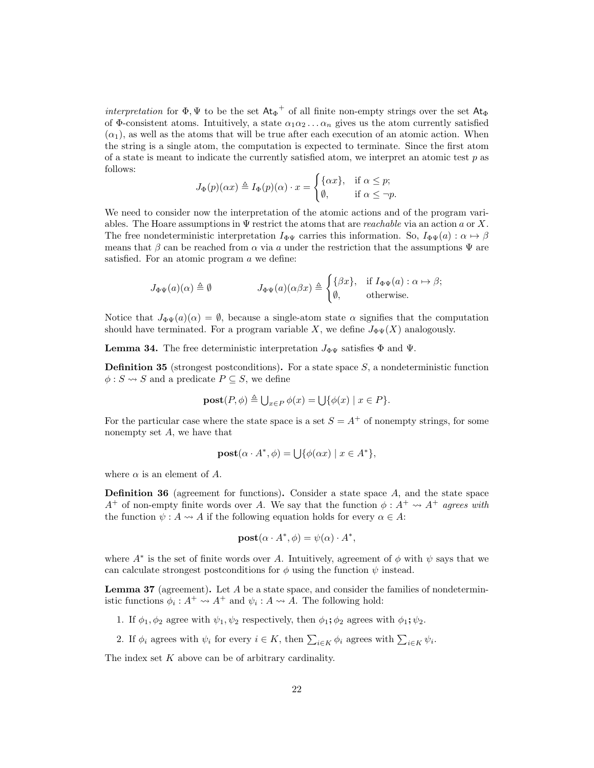*interpretation* for $\Phi, \Psi$ to be the set $\mathsf{At}_\Phi{}^+$ of all finite non-empty strings over the set $\mathsf{At}_\Phi$ of $\Phi$-consistent atoms. Intuitively, a state $\alpha_1\alpha_2 \ldots \alpha_n$ gives us the atom currently satisfied ($\alpha_1$), as well as the atoms that will be true after each execution of an atomic action. When the string is a single atom, the computation is expected to terminate. Since the first atom of a state is meant to indicate the currently satisfied atom, we interpret an atomic test $p$ as follows:

$$J_\Phi(p)(\alpha x) \triangleq I_\Phi(p)(\alpha) \cdot x = \begin{cases} \{\alpha x\}, & \text{if } \alpha \leq p; \\ \emptyset, & \text{if } \alpha \leq \neg p. \end{cases}$$

We need to consider now the interpretation of the atomic actions and of the program variables. The Hoare assumptions in $\Psi$ restrict the atoms that are *reachable* via an action $a$ or $X$. The free nondeterministic interpretation $I_{\Phi\Psi}$ carries this information. So, $I_{\Phi\Psi}(a) : \alpha \mapsto \beta$ means that $\beta$ can be reached from $\alpha$ via $a$ under the restriction that the assumptions $\Psi$ are satisfied. For an atomic program $a$ we define:

$$J_{\Phi\Psi}(a)(\alpha) \triangleq \emptyset \qquad\qquad J_{\Phi\Psi}(a)(\alpha\beta x) \triangleq \begin{cases} \{\beta x\}, & \text{if } I_{\Phi\Psi}(a) : \alpha \mapsto \beta; \\ \emptyset, & \text{otherwise.} \end{cases}$$

Notice that $J_{\Phi\Psi}(a)(\alpha) = \emptyset$, because a single-atom state $\alpha$ signifies that the computation should have terminated. For a program variable $X$, we define $J_{\Phi\Psi}(X)$ analogously.

**Lemma 34.** The free deterministic interpretation $J_{\Phi\Psi}$ satisfies $\Phi$ and $\Psi$.

**Definition 35** (strongest postconditions)**.** For a state space $S$, a nondeterministic function $\phi : S \rightsquigarrow S$ and a predicate $P \subseteq S$, we define

$$\mathbf{post}(P, \phi) \triangleq \textstyle\bigcup_{x \in P} \phi(x) = \bigcup\{\phi(x) \mid x \in P\}.$$

For the particular case where the state space is a set $S = A^+$ of nonempty strings, for some nonempty set $A$, we have that

$$\mathbf{post}(\alpha \cdot A^*, \phi) = \textstyle\bigcup\{\phi(\alpha x) \mid x \in A^*\},$$

where $\alpha$ is an element of $A$.

**Definition 36** (agreement for functions)**.** Consider a state space $A$, and the state space $A^+$ of non-empty finite words over $A$. We say that the function $\phi : A^+ \rightsquigarrow A^+$ *agrees with* the function $\psi : A \rightsquigarrow A$ if the following equation holds for every $\alpha \in A$:

$$\mathbf{post}(\alpha \cdot A^*, \phi) = \psi(\alpha) \cdot A^*,$$

where $A^*$ is the set of finite words over $A$. Intuitively, agreement of $\phi$ with $\psi$ says that we can calculate strongest postconditions for $\phi$ using the function $\psi$ instead.

**Lemma 37** (agreement)**.** Let $A$ be a state space, and consider the families of nondeterministic functions $\phi_i : A^+ \rightsquigarrow A^+$ and $\psi_i : A \rightsquigarrow A$. The following hold:

1. If $\phi_1, \phi_2$ agree with $\psi_1, \psi_2$ respectively, then $\phi_1 \mathbin{;} \phi_2$ agrees with $\psi_1 \mathbin{;} \psi_2$.
2. If $\phi_i$ agrees with $\psi_i$ for every $i \in K$, then $\sum_{i \in K} \phi_i$ agrees with $\sum_{i \in K} \psi_i$.

The index set $K$ above can be of arbitrary cardinality.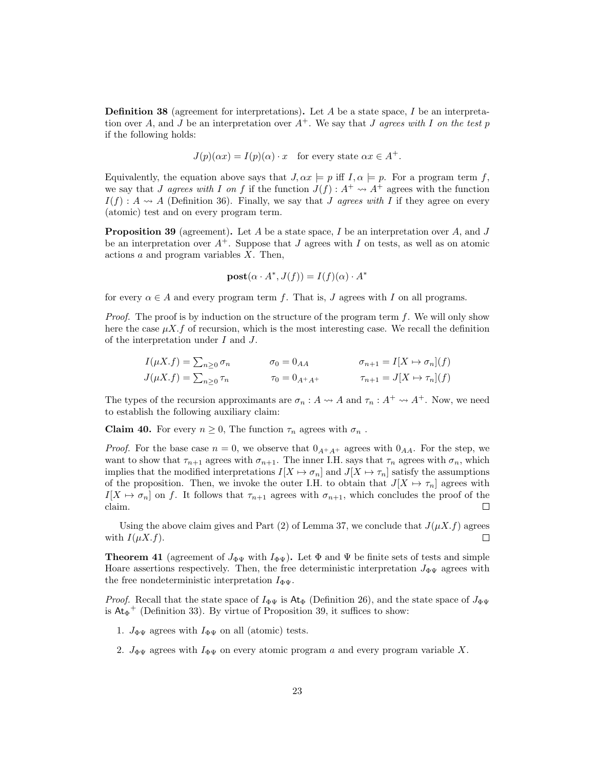**Definition 38** (agreement for interpretations)**.** Let $A$ be a state space, $I$ be an interpretation over $A$, and $J$ be an interpretation over $A^+$. We say that $J$ *agrees with* $I$ *on the test* $p$ if the following holds:

$$J(p)(\alpha x) = I(p)(\alpha) \cdot x \quad \text{for every state } \alpha x \in A^+.$$

Equivalently, the equation above says that $J, \alpha x \models p$ iff $I, \alpha \models p$. For a program term $f$, we say that $J$ *agrees with* $I$ *on* $f$ if the function $J(f) : A^+ \rightsquigarrow A^+$ agrees with the function $I(f) : A \rightsquigarrow A$ (Definition 36). Finally, we say that $J$ *agrees with* $I$ if they agree on every (atomic) test and on every program term.

**Proposition 39** (agreement)**.** Let $A$ be a state space, $I$ be an interpretation over $A$, and $J$ be an interpretation over $A^+$. Suppose that $J$ agrees with $I$ on tests, as well as on atomic actions $a$ and program variables $X$. Then,

$$\mathbf{post}(\alpha \cdot A^*, J(f)) = I(f)(\alpha) \cdot A^*$$

for every $\alpha \in A$ and every program term $f$. That is, $J$ agrees with $I$ on all programs.

*Proof.* The proof is by induction on the structure of the program term $f$. We will only show here the case $\mu X.f$ of recursion, which is the most interesting case. We recall the definition of the interpretation under $I$ and $J$.

$$I(\mu X.f) = \textstyle\sum_{n\geq 0} \sigma_n \qquad \sigma_0 = 0_{AA} \qquad \sigma_{n+1} = I[X \mapsto \sigma_n](f)$$
$$J(\mu X.f) = \textstyle\sum_{n\geq 0} \tau_n \qquad \tau_0 = 0_{A^+A^+} \qquad \tau_{n+1} = J[X \mapsto \tau_n](f)$$

The types of the recursion approximants are $\sigma_n : A \rightsquigarrow A$ and $\tau_n : A^+ \rightsquigarrow A^+$. Now, we need to establish the following auxiliary claim:

**Claim 40.** For every $n \geq 0$, The function $\tau_n$ agrees with $\sigma_n$ .

*Proof.* For the base case $n = 0$, we observe that $0_{A^+A^+}$ agrees with $0_{AA}$. For the step, we want to show that $\tau_{n+1}$ agrees with $\sigma_{n+1}$. The inner I.H. says that $\tau_n$ agrees with $\sigma_n$, which implies that the modified interpretations $I[X \mapsto \sigma_n]$ and $J[X \mapsto \tau_n]$ satisfy the assumptions of the proposition. Then, we invoke the outer I.H. to obtain that $J[X \mapsto \tau_n]$ agrees with $I[X \mapsto \sigma_n]$ on $f$. It follows that $\tau_{n+1}$ agrees with $\sigma_{n+1}$, which concludes the proof of the claim. ∎

Using the above claim gives and Part (2) of Lemma 37, we conclude that $J(\mu X.f)$ agrees with $I(\mu X.f)$. ∎

**Theorem 41** (agreement of $J_{\Phi\Psi}$ with $I_{\Phi\Psi}$)**.** Let $\Phi$ and $\Psi$ be finite sets of tests and simple Hoare assertions respectively. Then, the free deterministic interpretation $J_{\Phi\Psi}$ agrees with the free nondeterministic interpretation $I_{\Phi\Psi}$.

*Proof.* Recall that the state space of $I_{\Phi\Psi}$ is $\mathsf{At}_\Phi$ (Definition 26), and the state space of $J_{\Phi\Psi}$ is ${\mathsf{At}_\Phi}^+$ (Definition 33). By virtue of Proposition 39, it suffices to show:

1. $J_{\Phi\Psi}$ agrees with $I_{\Phi\Psi}$ on all (atomic) tests.
2. $J_{\Phi\Psi}$ agrees with $I_{\Phi\Psi}$ on every atomic program $a$ and every program variable $X$.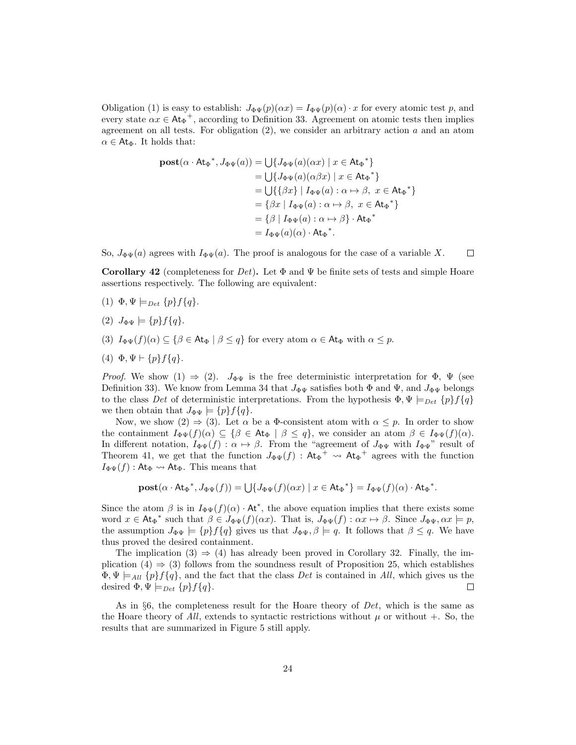Obligation (1) is easy to establish: $J_{\Phi\Psi}(p)(\alpha x) = I_{\Phi\Psi}(p)(\alpha) \cdot x$ for every atomic test $p$, and every state $\alpha x \in \mathsf{At}_\Phi{}^+$, according to Definition 33. Agreement on atomic tests then implies agreement on all tests. For obligation (2), we consider an arbitrary action $a$ and an atom $\alpha \in \mathsf{At}_\Phi$. It holds that:

$$
\begin{aligned}
\mathbf{post}(\alpha \cdot \mathsf{At}_\Phi{}^*, J_{\Phi\Psi}(a)) &= \bigcup\{J_{\Phi\Psi}(a)(\alpha x) \mid x \in \mathsf{At}_\Phi{}^*\} \\
&= \bigcup\{J_{\Phi\Psi}(a)(\alpha\beta x) \mid x \in \mathsf{At}_\Phi{}^*\} \\
&= \bigcup\{\{\beta x\} \mid I_{\Phi\Psi}(a) : \alpha \mapsto \beta,\ x \in \mathsf{At}_\Phi{}^*\} \\
&= \{\beta x \mid I_{\Phi\Psi}(a) : \alpha \mapsto \beta,\ x \in \mathsf{At}_\Phi{}^*\} \\
&= \{\beta \mid I_{\Phi\Psi}(a) : \alpha \mapsto \beta\} \cdot \mathsf{At}_\Phi{}^* \\
&= I_{\Phi\Psi}(a)(\alpha) \cdot \mathsf{At}_\Phi{}^*.
\end{aligned}
$$

So, $J_{\Phi\Psi}(a)$ agrees with $I_{\Phi\Psi}(a)$. The proof is analogous for the case of a variable $X$. ∎

**Corollary 42** (completeness for $Det$)**.** Let $\Phi$ and $\Psi$ be finite sets of tests and simple Hoare assertions respectively. The following are equivalent:

(1) $\Phi, \Psi \models_{Det} \{p\}f\{q\}$.

(2) $J_{\Phi\Psi} \models \{p\}f\{q\}$.

(3) $I_{\Phi\Psi}(f)(\alpha) \subseteq \{\beta \in \mathsf{At}_\Phi \mid \beta \leq q\}$ for every atom $\alpha \in \mathsf{At}_\Phi$ with $\alpha \leq p$.

(4) $\Phi, \Psi \vdash \{p\}f\{q\}$.

*Proof.* We show (1) $\Rightarrow$ (2). $J_{\Phi\Psi}$ is the free deterministic interpretation for $\Phi$, $\Psi$ (see Definition 33). We know from Lemma 34 that $J_{\Phi\Psi}$ satisfies both $\Phi$ and $\Psi$, and $J_{\Phi\Psi}$ belongs to the class $Det$ of deterministic interpretations. From the hypothesis $\Phi, \Psi \models_{Det} \{p\}f\{q\}$ we then obtain that $J_{\Phi\Psi} \models \{p\}f\{q\}$.

Now, we show (2) $\Rightarrow$ (3). Let $\alpha$ be a $\Phi$-consistent atom with $\alpha \leq p$. In order to show the containment $I_{\Phi\Psi}(f)(\alpha) \subseteq \{\beta \in \mathsf{At}_\Phi \mid \beta \leq q\}$, we consider an atom $\beta \in I_{\Phi\Psi}(f)(\alpha)$. In different notation, $I_{\Phi\Psi}(f) : \alpha \mapsto \beta$. From the "agreement of $J_{\Phi\Psi}$ with $I_{\Phi\Psi}$" result of Theorem 41, we get that the function $J_{\Phi\Psi}(f) : \mathsf{At}_\Phi{}^+ \rightsquigarrow \mathsf{At}_\Phi{}^+$ agrees with the function $I_{\Phi\Psi}(f) : \mathsf{At}_\Phi \rightsquigarrow \mathsf{At}_\Phi$. This means that

$$
\mathbf{post}(\alpha \cdot \mathsf{At}_\Phi{}^*, J_{\Phi\Psi}(f)) = \bigcup\{J_{\Phi\Psi}(f)(\alpha x) \mid x \in \mathsf{At}_\Phi{}^*\} = I_{\Phi\Psi}(f)(\alpha) \cdot \mathsf{At}_\Phi{}^*.
$$

Since the atom $\beta$ is in $I_{\Phi\Psi}(f)(\alpha) \cdot \mathsf{At}^*$, the above equation implies that there exists some word $x \in \mathsf{At}_\Phi{}^*$ such that $\beta \in J_{\Phi\Psi}(f)(\alpha x)$. That is, $J_{\Phi\Psi}(f) : \alpha x \mapsto \beta$. Since $J_{\Phi\Psi}, \alpha x \models p$, the assumption $J_{\Phi\Psi} \models \{p\}f\{q\}$ gives us that $J_{\Phi\Psi}, \beta \models q$. It follows that $\beta \leq q$. We have thus proved the desired containment.

The implication (3) $\Rightarrow$ (4) has already been proved in Corollary 32. Finally, the implication (4) $\Rightarrow$ (3) follows from the soundness result of Proposition 25, which establishes $\Phi, \Psi \models_{All} \{p\}f\{q\}$, and the fact that the class $Det$ is contained in $All$, which gives us the desired $\Phi, \Psi \models_{Det} \{p\}f\{q\}$. ∎

As in §6, the completeness result for the Hoare theory of $Det$, which is the same as the Hoare theory of $All$, extends to syntactic restrictions without $\mu$ or without $+$. So, the results that are summarized in Figure 5 still apply.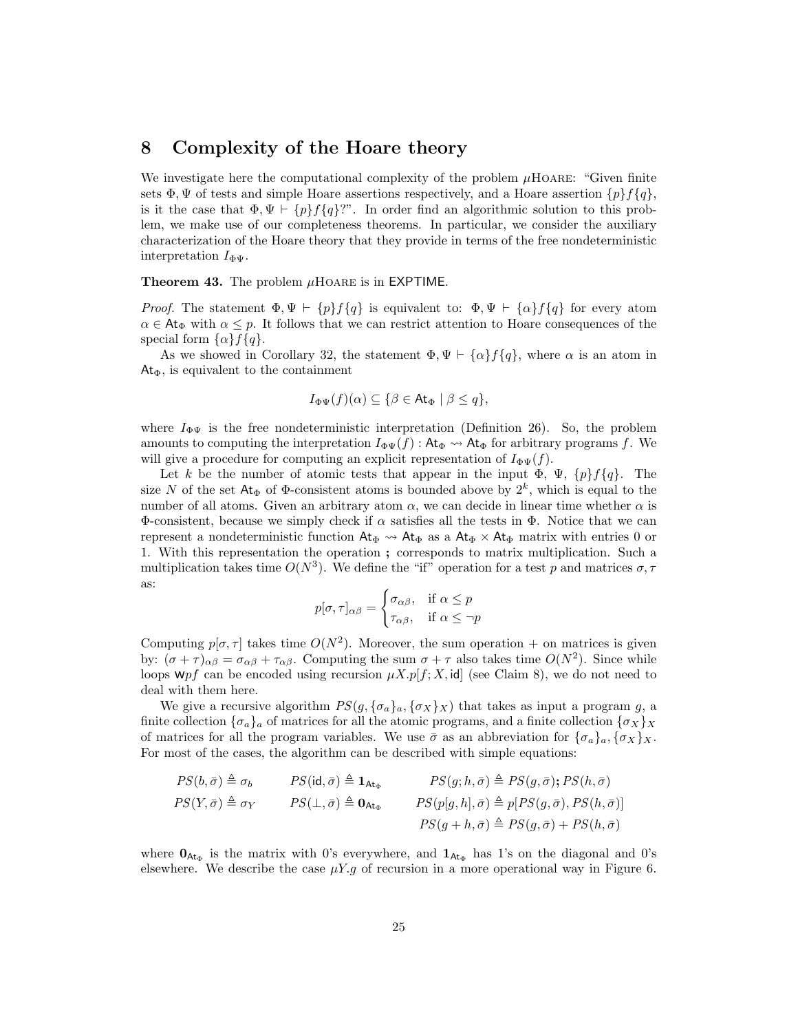# 8 Complexity of the Hoare theory

We investigate here the computational complexity of the problem $\mu$HOARE: "Given finite sets $\Phi, \Psi$ of tests and simple Hoare assertions respectively, and a Hoare assertion $\{p\}f\{q\}$, is it the case that $\Phi, \Psi \vdash \{p\}f\{q\}$?". In order find an algorithmic solution to this problem, we make use of our completeness theorems. In particular, we consider the auxiliary characterization of the Hoare theory that they provide in terms of the free nondeterministic interpretation $I_{\Phi\Psi}$.

**Theorem 43.** The problem $\mu$HOARE is in EXPTIME.

*Proof.* The statement $\Phi, \Psi \vdash \{p\}f\{q\}$ is equivalent to: $\Phi, \Psi \vdash \{\alpha\}f\{q\}$ for every atom $\alpha \in \mathsf{At}_\Phi$ with $\alpha \leq p$. It follows that we can restrict attention to Hoare consequences of the special form $\{\alpha\}f\{q\}$.

As we showed in Corollary 32, the statement $\Phi, \Psi \vdash \{\alpha\}f\{q\}$, where $\alpha$ is an atom in $\mathsf{At}_\Phi$, is equivalent to the containment

$$I_{\Phi\Psi}(f)(\alpha) \subseteq \{\beta \in \mathsf{At}_\Phi \mid \beta \leq q\},$$

where $I_{\Phi\Psi}$ is the free nondeterministic interpretation (Definition 26). So, the problem amounts to computing the interpretation $I_{\Phi\Psi}(f) : \mathsf{At}_\Phi \rightsquigarrow \mathsf{At}_\Phi$ for arbitrary programs $f$. We will give a procedure for computing an explicit representation of $I_{\Phi\Psi}(f)$.

Let $k$ be the number of atomic tests that appear in the input $\Phi$, $\Psi$, $\{p\}f\{q\}$. The size $N$ of the set $\mathsf{At}_\Phi$ of $\Phi$-consistent atoms is bounded above by $2^k$, which is equal to the number of all atoms. Given an arbitrary atom $\alpha$, we can decide in linear time whether $\alpha$ is $\Phi$-consistent, because we simply check if $\alpha$ satisfies all the tests in $\Phi$. Notice that we can represent a nondeterministic function $\mathsf{At}_\Phi \rightsquigarrow \mathsf{At}_\Phi$ as a $\mathsf{At}_\Phi \times \mathsf{At}_\Phi$ matrix with entries 0 or 1. With this representation the operation $\mathbf{;}$ corresponds to matrix multiplication. Such a multiplication takes time $O(N^3)$. We define the "if" operation for a test $p$ and matrices $\sigma, \tau$ as:

$$p[\sigma, \tau]_{\alpha\beta} = \begin{cases} \sigma_{\alpha\beta}, & \text{if } \alpha \leq p \\ \tau_{\alpha\beta}, & \text{if } \alpha \leq \neg p \end{cases}$$

Computing $p[\sigma, \tau]$ takes time $O(N^2)$. Moreover, the sum operation $+$ on matrices is given by: $(\sigma + \tau)_{\alpha\beta} = \sigma_{\alpha\beta} + \tau_{\alpha\beta}$. Computing the sum $\sigma + \tau$ also takes time $O(N^2)$. Since while loops $\mathsf{w}pf$ can be encoded using recursion $\mu X.p[f; X, \mathsf{id}]$ (see Claim 8), we do not need to deal with them here.

We give a recursive algorithm $PS(g, \{\sigma_a\}_a, \{\sigma_X\}_X)$ that takes as input a program $g$, a finite collection $\{\sigma_a\}_a$ of matrices for all the atomic programs, and a finite collection $\{\sigma_X\}_X$ of matrices for all the program variables. We use $\bar{\sigma}$ as an abbreviation for $\{\sigma_a\}_a, \{\sigma_X\}_X$. For most of the cases, the algorithm can be described with simple equations:

$$PS(b, \bar{\sigma}) \triangleq \sigma_b \qquad PS(\mathsf{id}, \bar{\sigma}) \triangleq \mathbf{1}_{\mathsf{At}_\Phi} \qquad PS(g; h, \bar{\sigma}) \triangleq PS(g, \bar{\sigma})\mathbf{;} PS(h, \bar{\sigma})$$

$$PS(Y, \bar{\sigma}) \triangleq \sigma_Y \qquad PS(\bot, \bar{\sigma}) \triangleq \mathbf{0}_{\mathsf{At}_\Phi} \qquad PS(p[g, h], \bar{\sigma}) \triangleq p[PS(g, \bar{\sigma}), PS(h, \bar{\sigma})]$$

$$PS(g + h, \bar{\sigma}) \triangleq PS(g, \bar{\sigma}) + PS(h, \bar{\sigma})$$

where $\mathbf{0}_{\mathsf{At}_\Phi}$ is the matrix with 0's everywhere, and $\mathbf{1}_{\mathsf{At}_\Phi}$ has 1's on the diagonal and 0's elsewhere. We describe the case $\mu Y.g$ of recursion in a more operational way in Figure 6.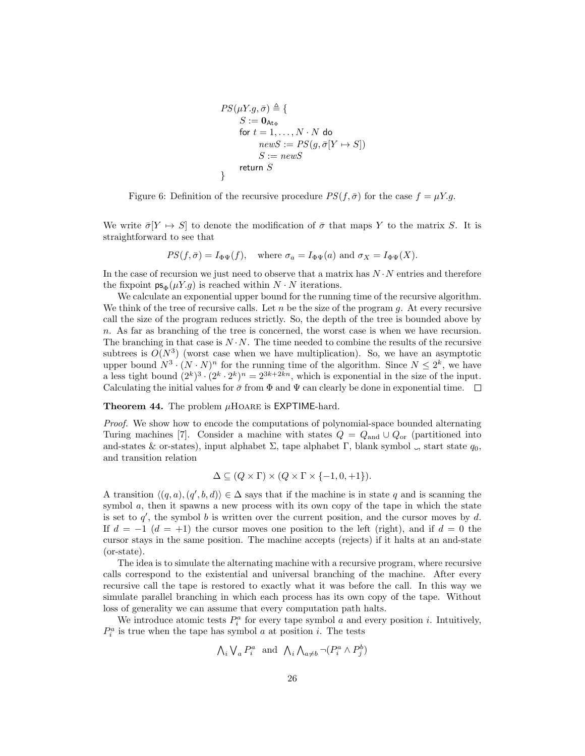```
PS(μY.g, σ̄) ≜ {
    S := 0_{At_Φ}
    for t = 1, ..., N · N do
        newS := PS(g, σ̄[Y ↦ S])
        S := newS
    return S
}
```

Figure 6: Definition of the recursive procedure $PS(f, \bar{\sigma})$ for the case $f = \mu Y.g$.

We write $\bar{\sigma}[Y \mapsto S]$ to denote the modification of $\bar{\sigma}$ that maps $Y$ to the matrix $S$. It is straightforward to see that

$$PS(f, \bar{\sigma}) = I_{\Phi\Psi}(f), \quad \text{where } \sigma_a = I_{\Phi\Psi}(a) \text{ and } \sigma_X = I_{\Phi\Psi}(X).$$

In the case of recursion we just need to observe that a matrix has $N \cdot N$ entries and therefore the fixpoint $\mathsf{ps}_\Phi(\mu Y.g)$ is reached within $N \cdot N$ iterations.

We calculate an exponential upper bound for the running time of the recursive algorithm. We think of the tree of recursive calls. Let $n$ be the size of the program $g$. At every recursive call the size of the program reduces strictly. So, the depth of the tree is bounded above by $n$. As far as branching of the tree is concerned, the worst case is when we have recursion. The branching in that case is $N \cdot N$. The time needed to combine the results of the recursive subtrees is $O(N^3)$ (worst case when we have multiplication). So, we have an asymptotic upper bound $N^3 \cdot (N \cdot N)^n$ for the running time of the algorithm. Since $N \leq 2^k$, we have a less tight bound $(2^k)^3 \cdot (2^k \cdot 2^k)^n = 2^{3k+2kn}$, which is exponential in the size of the input. Calculating the initial values for $\bar{\sigma}$ from $\Phi$ and $\Psi$ can clearly be done in exponential time. $\square$

**Theorem 44.** The problem $\mu$HOARE is EXPTIME-hard.

*Proof.* We show how to encode the computations of polynomial-space bounded alternating Turing machines [7]. Consider a machine with states $Q = Q_{\text{and}} \cup Q_{\text{or}}$ (partitioned into and-states & or-states), input alphabet $\Sigma$, tape alphabet $\Gamma$, blank symbol $\llcorner\!\lrcorner$, start state $q_0$, and transition relation

$$\Delta \subseteq (Q \times \Gamma) \times (Q \times \Gamma \times \{-1, 0, +1\}).$$

A transition $\langle (q, a), (q', b, d) \rangle \in \Delta$ says that if the machine is in state $q$ and is scanning the symbol $a$, then it spawns a new process with its own copy of the tape in which the state is set to $q'$, the symbol $b$ is written over the current position, and the cursor moves by $d$. If $d = -1$ ($d = +1$) the cursor moves one position to the left (right), and if $d = 0$ the cursor stays in the same position. The machine accepts (rejects) if it halts at an and-state (or-state).

The idea is to simulate the alternating machine with a recursive program, where recursive calls correspond to the existential and universal branching of the machine. After every recursive call the tape is restored to exactly what it was before the call. In this way we simulate parallel branching in which each process has its own copy of the tape. Without loss of generality we can assume that every computation path halts.

We introduce atomic tests $P_i^a$ for every tape symbol $a$ and every position $i$. Intuitively, $P_i^a$ is true when the tape has symbol $a$ at position $i$. The tests

$$\bigwedge_i \bigvee_a P_i^a \quad \text{and} \quad \bigwedge_i \bigwedge_{a \neq b} \neg(P_i^a \wedge P_j^b)$$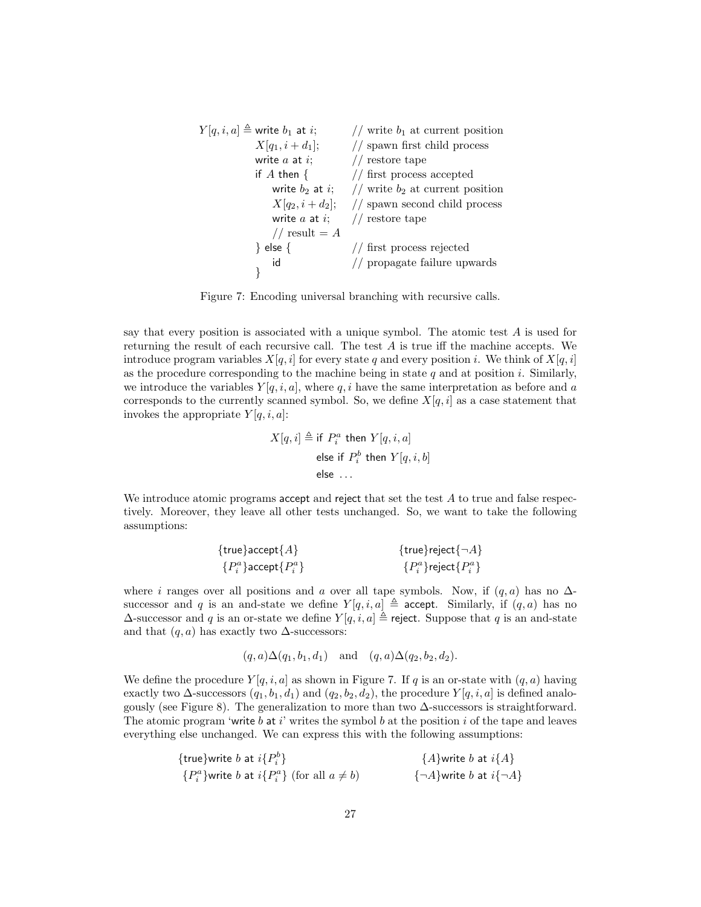```
Y[q, i, a] ≜ write b_1 at i;        // write b_1 at current position
             X[q_1, i + d_1];       // spawn first child process
             write a at i;          // restore tape
             if A then {            // first process accepted
                 write b_2 at i;    // write b_2 at current position
                 X[q_2, i + d_2];   // spawn second child process
                 write a at i;      // restore tape
                 // result = A
             } else {               // first process rejected
                 id                 // propagate failure upwards
             }
```

Figure 7: Encoding universal branching with recursive calls.

say that every position is associated with a unique symbol. The atomic test $A$ is used for returning the result of each recursive call. The test $A$ is true iff the machine accepts. We introduce program variables $X[q, i]$ for every state $q$ and every position $i$. We think of $X[q, i]$ as the procedure corresponding to the machine being in state $q$ and at position $i$. Similarly, we introduce the variables $Y[q, i, a]$, where $q, i$ have the same interpretation as before and $a$ corresponds to the currently scanned symbol. So, we define $X[q, i]$ as a case statement that invokes the appropriate $Y[q, i, a]$:

$$
\begin{aligned}
X[q, i] \triangleq\ & \mathsf{if}\ P_i^a\ \mathsf{then}\ Y[q, i, a] \\
& \mathsf{else\ if}\ P_i^b\ \mathsf{then}\ Y[q, i, b] \\
& \mathsf{else}\ \ldots
\end{aligned}
$$

We introduce atomic programs accept and reject that set the test $A$ to true and false respectively. Moreover, they leave all other tests unchanged. So, we want to take the following assumptions:

$$
\begin{array}{ll}
\{\mathsf{true}\}\mathsf{accept}\{A\} & \{\mathsf{true}\}\mathsf{reject}\{\neg A\} \\
\{P_i^a\}\mathsf{accept}\{P_i^a\} & \{P_i^a\}\mathsf{reject}\{P_i^a\}
\end{array}
$$

where $i$ ranges over all positions and $a$ over all tape symbols. Now, if $(q, a)$ has no $\Delta$-successor and $q$ is an and-state we define $Y[q, i, a] \triangleq \mathsf{accept}$. Similarly, if $(q, a)$ has no $\Delta$-successor and $q$ is an or-state we define $Y[q, i, a] \triangleq \mathsf{reject}$. Suppose that $q$ is an and-state and that $(q, a)$ has exactly two $\Delta$-successors:

$$
(q, a)\Delta(q_1, b_1, d_1) \quad \text{and} \quad (q, a)\Delta(q_2, b_2, d_2).
$$

We define the procedure $Y[q, i, a]$ as shown in Figure 7. If $q$ is an or-state with $(q, a)$ having exactly two $\Delta$-successors $(q_1, b_1, d_1)$ and $(q_2, b_2, d_2)$, the procedure $Y[q, i, a]$ is defined analogously (see Figure 8). The generalization to more than two $\Delta$-successors is straightforward. The atomic program 'write $b$ at $i$' writes the symbol $b$ at the position $i$ of the tape and leaves everything else unchanged. We can express this with the following assumptions:

$$
\begin{array}{ll}
\{\mathsf{true}\}\mathsf{write}\ b\ \mathsf{at}\ i\{P_i^b\} & \{A\}\mathsf{write}\ b\ \mathsf{at}\ i\{A\} \\
\{P_i^a\}\mathsf{write}\ b\ \mathsf{at}\ i\{P_i^a\}\ \text{(for all } a \neq b\text{)} & \{\neg A\}\mathsf{write}\ b\ \mathsf{at}\ i\{\neg A\}
\end{array}
$$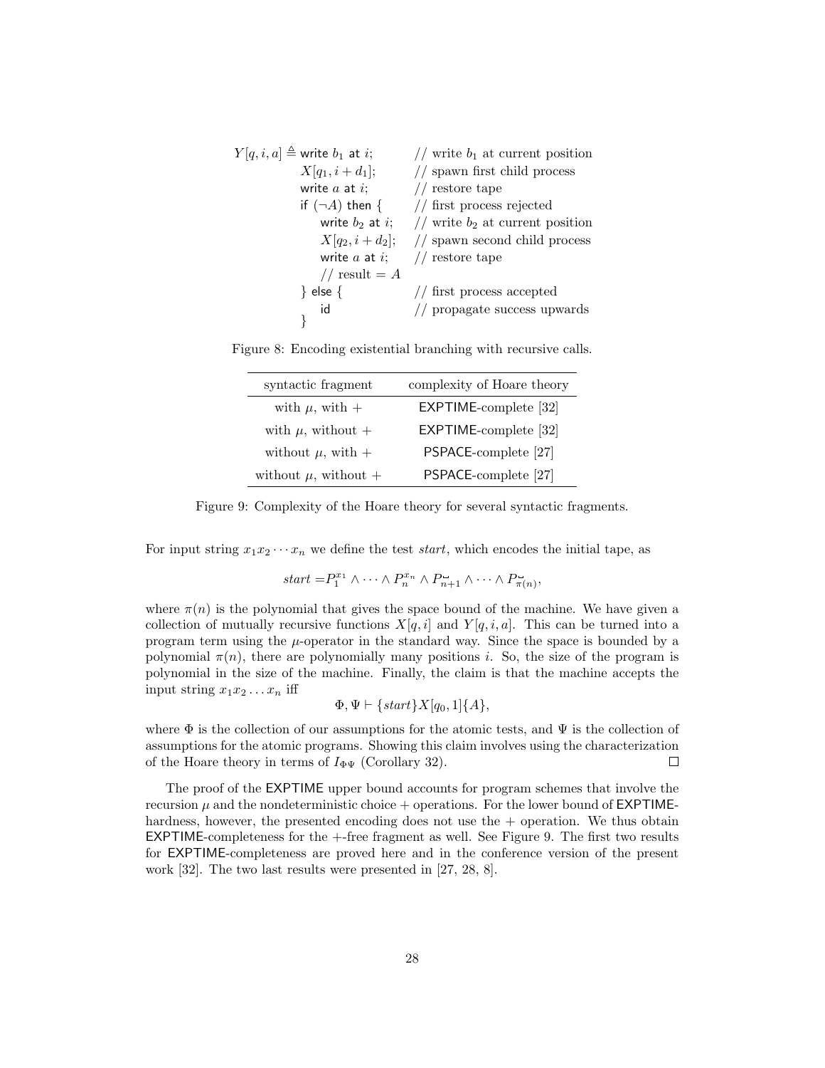```
Y[q, i, a] ≜ write b₁ at i;        // write b₁ at current position
             X[q₁, i + d₁];        // spawn first child process
             write a at i;         // restore tape
             if (¬A) then {        // first process rejected
                write b₂ at i;     // write b₂ at current position
                X[q₂, i + d₂];     // spawn second child process
                write a at i;      // restore tape
                // result = A
             } else {              // first process accepted
                id                 // propagate success upwards
             }
```

Figure 8: Encoding existential branching with recursive calls.

| syntactic fragment | complexity of Hoare theory |
|---|---|
| with $\mu$, with $+$ | EXPTIME-complete [32] |
| with $\mu$, without $+$ | EXPTIME-complete [32] |
| without $\mu$, with $+$ | PSPACE-complete [27] |
| without $\mu$, without $+$ | PSPACE-complete [27] |

Figure 9: Complexity of the Hoare theory for several syntactic fragments.

For input string $x_1 x_2 \cdots x_n$ we define the test *start*, which encodes the initial tape, as

$$start = P_1^{x_1} \wedge \cdots \wedge P_n^{x_n} \wedge P_{n+1}^{\llcorner\!\lrcorner} \wedge \cdots \wedge P_{\pi(n)}^{\llcorner\!\lrcorner},$$

where $\pi(n)$ is the polynomial that gives the space bound of the machine. We have given a collection of mutually recursive functions $X[q,i]$ and $Y[q,i,a]$. This can be turned into a program term using the $\mu$-operator in the standard way. Since the space is bounded by a polynomial $\pi(n)$, there are polynomially many positions $i$. So, the size of the program is polynomial in the size of the machine. Finally, the claim is that the machine accepts the input string $x_1 x_2 \ldots x_n$ iff

$$\Phi, \Psi \vdash \{start\} X[q_0, 1] \{A\},$$

where $\Phi$ is the collection of our assumptions for the atomic tests, and $\Psi$ is the collection of assumptions for the atomic programs. Showing this claim involves using the characterization of the Hoare theory in terms of $I_{\Phi\Psi}$ (Corollary 32). ☐

The proof of the EXPTIME upper bound accounts for program schemes that involve the recursion $\mu$ and the nondeterministic choice $+$ operations. For the lower bound of EXPTIME-hardness, however, the presented encoding does not use the $+$ operation. We thus obtain EXPTIME-completeness for the $+$-free fragment as well. See Figure 9. The first two results for EXPTIME-completeness are proved here and in the conference version of the present work [32]. The two last results were presented in [27, 28, 8].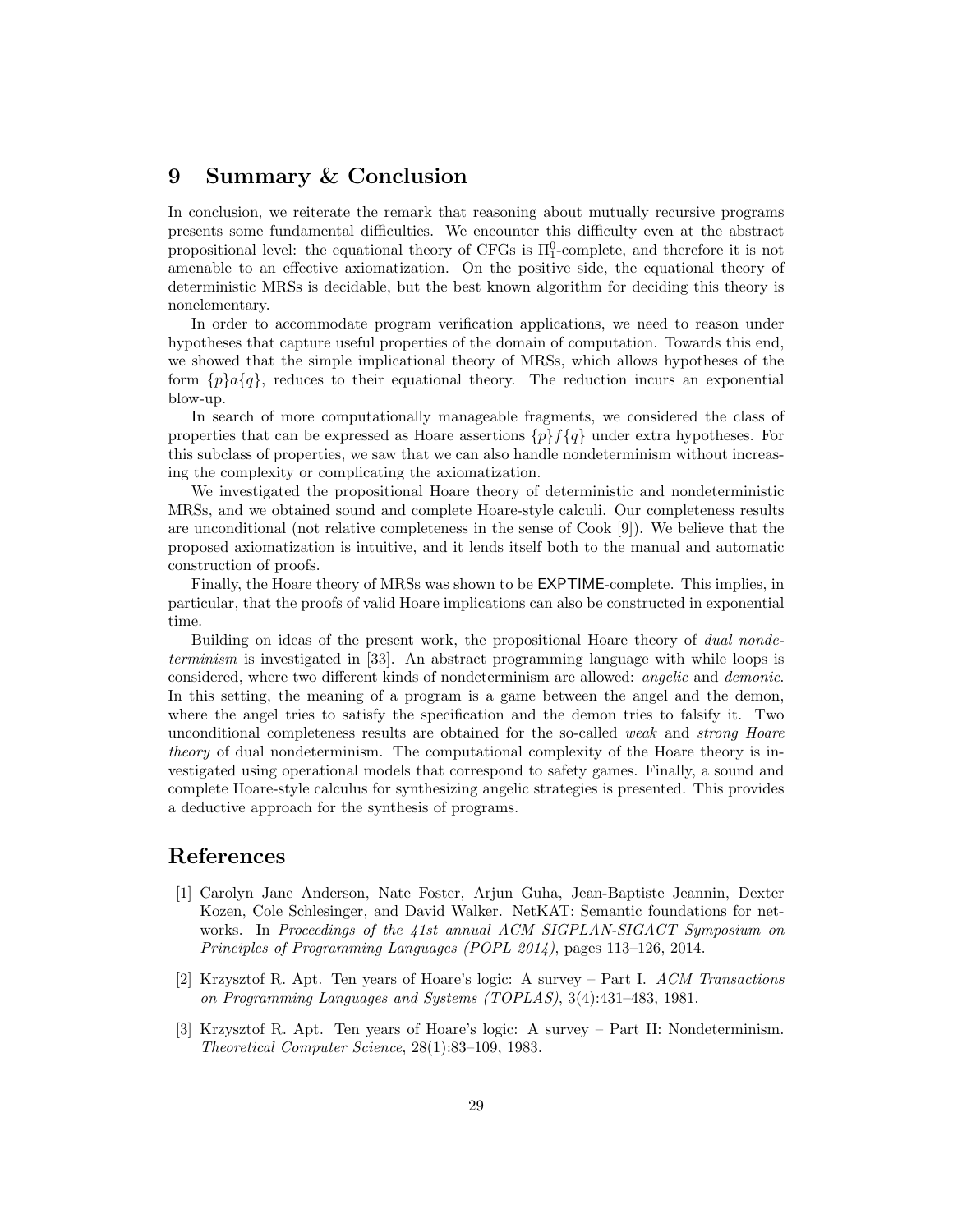## 9 Summary & Conclusion

In conclusion, we reiterate the remark that reasoning about mutually recursive programs presents some fundamental difficulties. We encounter this difficulty even at the abstract propositional level: the equational theory of CFGs is $\Pi^0_1$-complete, and therefore it is not amenable to an effective axiomatization. On the positive side, the equational theory of deterministic MRSs is decidable, but the best known algorithm for deciding this theory is nonelementary.

In order to accommodate program verification applications, we need to reason under hypotheses that capture useful properties of the domain of computation. Towards this end, we showed that the simple implicational theory of MRSs, which allows hypotheses of the form $\{p\}a\{q\}$, reduces to their equational theory. The reduction incurs an exponential blow-up.

In search of more computationally manageable fragments, we considered the class of properties that can be expressed as Hoare assertions $\{p\}f\{q\}$ under extra hypotheses. For this subclass of properties, we saw that we can also handle nondeterminism without increasing the complexity or complicating the axiomatization.

We investigated the propositional Hoare theory of deterministic and nondeterministic MRSs, and we obtained sound and complete Hoare-style calculi. Our completeness results are unconditional (not relative completeness in the sense of Cook [9]). We believe that the proposed axiomatization is intuitive, and it lends itself both to the manual and automatic construction of proofs.

Finally, the Hoare theory of MRSs was shown to be EXPTIME-complete. This implies, in particular, that the proofs of valid Hoare implications can also be constructed in exponential time.

Building on ideas of the present work, the propositional Hoare theory of *dual nondeterminism* is investigated in [33]. An abstract programming language with while loops is considered, where two different kinds of nondeterminism are allowed: *angelic* and *demonic*. In this setting, the meaning of a program is a game between the angel and the demon, where the angel tries to satisfy the specification and the demon tries to falsify it. Two unconditional completeness results are obtained for the so-called *weak* and *strong Hoare theory* of dual nondeterminism. The computational complexity of the Hoare theory is investigated using operational models that correspond to safety games. Finally, a sound and complete Hoare-style calculus for synthesizing angelic strategies is presented. This provides a deductive approach for the synthesis of programs.

## References

[1] Carolyn Jane Anderson, Nate Foster, Arjun Guha, Jean-Baptiste Jeannin, Dexter Kozen, Cole Schlesinger, and David Walker. NetKAT: Semantic foundations for networks. In *Proceedings of the 41st annual ACM SIGPLAN-SIGACT Symposium on Principles of Programming Languages (POPL 2014)*, pages 113–126, 2014.

[2] Krzysztof R. Apt. Ten years of Hoare's logic: A survey – Part I. *ACM Transactions on Programming Languages and Systems (TOPLAS)*, 3(4):431–483, 1981.

[3] Krzysztof R. Apt. Ten years of Hoare's logic: A survey – Part II: Nondeterminism. *Theoretical Computer Science*, 28(1):83–109, 1983.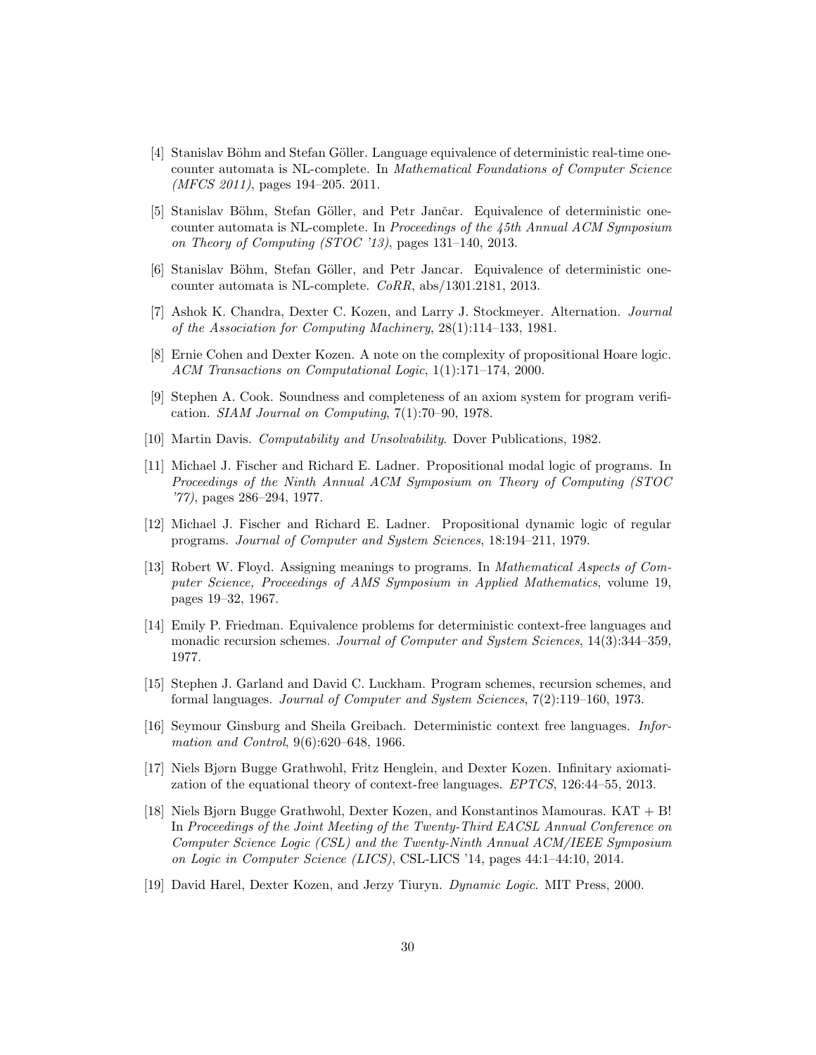[4] Stanislav Böhm and Stefan Göller. Language equivalence of deterministic real-time one-counter automata is NL-complete. In *Mathematical Foundations of Computer Science (MFCS 2011)*, pages 194–205. 2011.

[5] Stanislav Böhm, Stefan Göller, and Petr Jančar. Equivalence of deterministic one-counter automata is NL-complete. In *Proceedings of the 45th Annual ACM Symposium on Theory of Computing (STOC '13)*, pages 131–140, 2013.

[6] Stanislav Böhm, Stefan Göller, and Petr Jancar. Equivalence of deterministic one-counter automata is NL-complete. *CoRR*, abs/1301.2181, 2013.

[7] Ashok K. Chandra, Dexter C. Kozen, and Larry J. Stockmeyer. Alternation. *Journal of the Association for Computing Machinery*, 28(1):114–133, 1981.

[8] Ernie Cohen and Dexter Kozen. A note on the complexity of propositional Hoare logic. *ACM Transactions on Computational Logic*, 1(1):171–174, 2000.

[9] Stephen A. Cook. Soundness and completeness of an axiom system for program verification. *SIAM Journal on Computing*, 7(1):70–90, 1978.

[10] Martin Davis. *Computability and Unsolvability*. Dover Publications, 1982.

[11] Michael J. Fischer and Richard E. Ladner. Propositional modal logic of programs. In *Proceedings of the Ninth Annual ACM Symposium on Theory of Computing (STOC '77)*, pages 286–294, 1977.

[12] Michael J. Fischer and Richard E. Ladner. Propositional dynamic logic of regular programs. *Journal of Computer and System Sciences*, 18:194–211, 1979.

[13] Robert W. Floyd. Assigning meanings to programs. In *Mathematical Aspects of Computer Science, Proceedings of AMS Symposium in Applied Mathematics*, volume 19, pages 19–32, 1967.

[14] Emily P. Friedman. Equivalence problems for deterministic context-free languages and monadic recursion schemes. *Journal of Computer and System Sciences*, 14(3):344–359, 1977.

[15] Stephen J. Garland and David C. Luckham. Program schemes, recursion schemes, and formal languages. *Journal of Computer and System Sciences*, 7(2):119–160, 1973.

[16] Seymour Ginsburg and Sheila Greibach. Deterministic context free languages. *Information and Control*, 9(6):620–648, 1966.

[17] Niels Bjørn Bugge Grathwohl, Fritz Henglein, and Dexter Kozen. Infinitary axiomatization of the equational theory of context-free languages. *EPTCS*, 126:44–55, 2013.

[18] Niels Bjørn Bugge Grathwohl, Dexter Kozen, and Konstantinos Mamouras. KAT + B! In *Proceedings of the Joint Meeting of the Twenty-Third EACSL Annual Conference on Computer Science Logic (CSL) and the Twenty-Ninth Annual ACM/IEEE Symposium on Logic in Computer Science (LICS)*, CSL-LICS '14, pages 44:1–44:10, 2014.

[19] David Harel, Dexter Kozen, and Jerzy Tiuryn. *Dynamic Logic*. MIT Press, 2000.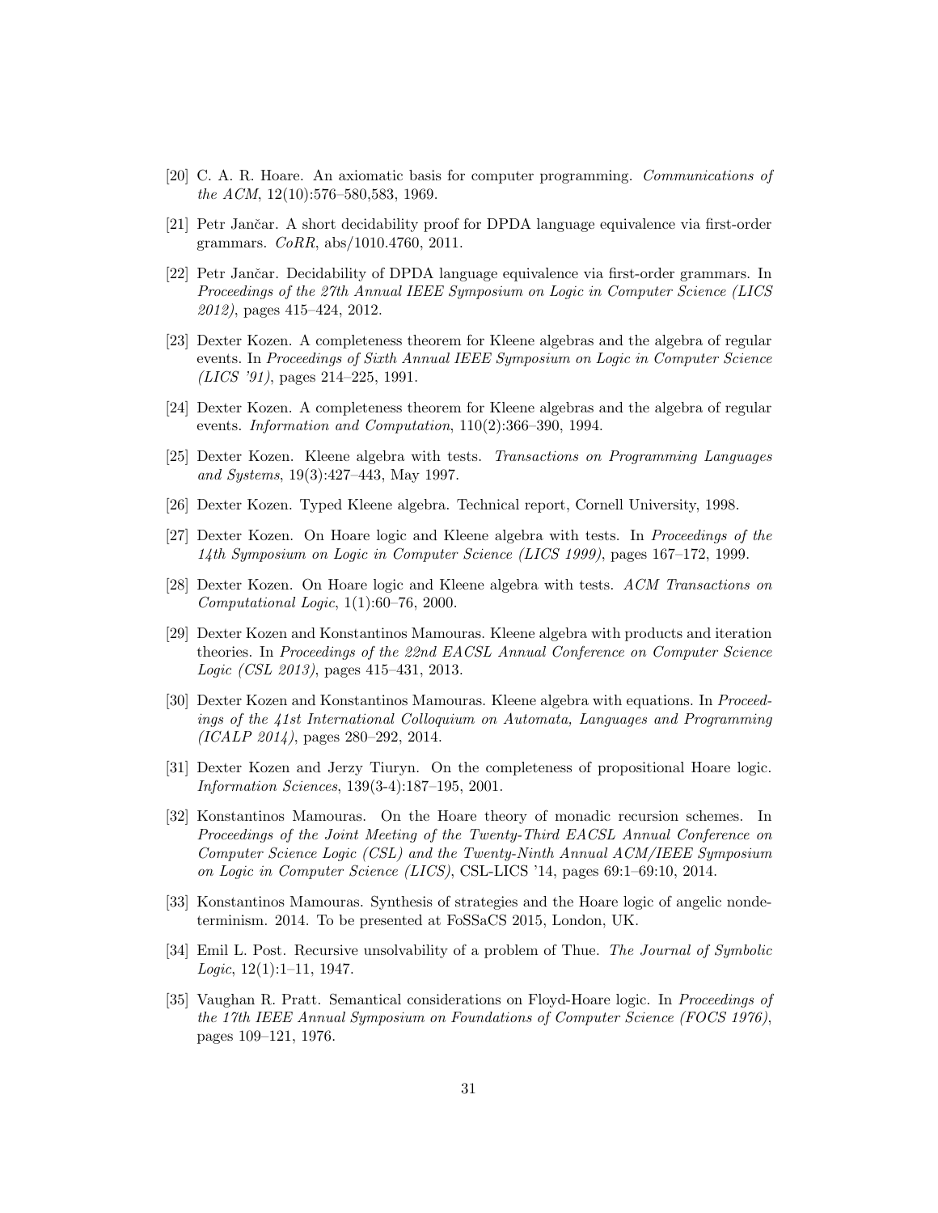[20] C. A. R. Hoare. An axiomatic basis for computer programming. *Communications of the ACM*, 12(10):576–580,583, 1969.

[21] Petr Jančar. A short decidability proof for DPDA language equivalence via first-order grammars. *CoRR*, abs/1010.4760, 2011.

[22] Petr Jančar. Decidability of DPDA language equivalence via first-order grammars. In *Proceedings of the 27th Annual IEEE Symposium on Logic in Computer Science (LICS 2012)*, pages 415–424, 2012.

[23] Dexter Kozen. A completeness theorem for Kleene algebras and the algebra of regular events. In *Proceedings of Sixth Annual IEEE Symposium on Logic in Computer Science (LICS '91)*, pages 214–225, 1991.

[24] Dexter Kozen. A completeness theorem for Kleene algebras and the algebra of regular events. *Information and Computation*, 110(2):366–390, 1994.

[25] Dexter Kozen. Kleene algebra with tests. *Transactions on Programming Languages and Systems*, 19(3):427–443, May 1997.

[26] Dexter Kozen. Typed Kleene algebra. Technical report, Cornell University, 1998.

[27] Dexter Kozen. On Hoare logic and Kleene algebra with tests. In *Proceedings of the 14th Symposium on Logic in Computer Science (LICS 1999)*, pages 167–172, 1999.

[28] Dexter Kozen. On Hoare logic and Kleene algebra with tests. *ACM Transactions on Computational Logic*, 1(1):60–76, 2000.

[29] Dexter Kozen and Konstantinos Mamouras. Kleene algebra with products and iteration theories. In *Proceedings of the 22nd EACSL Annual Conference on Computer Science Logic (CSL 2013)*, pages 415–431, 2013.

[30] Dexter Kozen and Konstantinos Mamouras. Kleene algebra with equations. In *Proceedings of the 41st International Colloquium on Automata, Languages and Programming (ICALP 2014)*, pages 280–292, 2014.

[31] Dexter Kozen and Jerzy Tiuryn. On the completeness of propositional Hoare logic. *Information Sciences*, 139(3-4):187–195, 2001.

[32] Konstantinos Mamouras. On the Hoare theory of monadic recursion schemes. In *Proceedings of the Joint Meeting of the Twenty-Third EACSL Annual Conference on Computer Science Logic (CSL) and the Twenty-Ninth Annual ACM/IEEE Symposium on Logic in Computer Science (LICS)*, CSL-LICS '14, pages 69:1–69:10, 2014.

[33] Konstantinos Mamouras. Synthesis of strategies and the Hoare logic of angelic nondeterminism. 2014. To be presented at FoSSaCS 2015, London, UK.

[34] Emil L. Post. Recursive unsolvability of a problem of Thue. *The Journal of Symbolic Logic*, 12(1):1–11, 1947.

[35] Vaughan R. Pratt. Semantical considerations on Floyd-Hoare logic. In *Proceedings of the 17th IEEE Annual Symposium on Foundations of Computer Science (FOCS 1976)*, pages 109–121, 1976.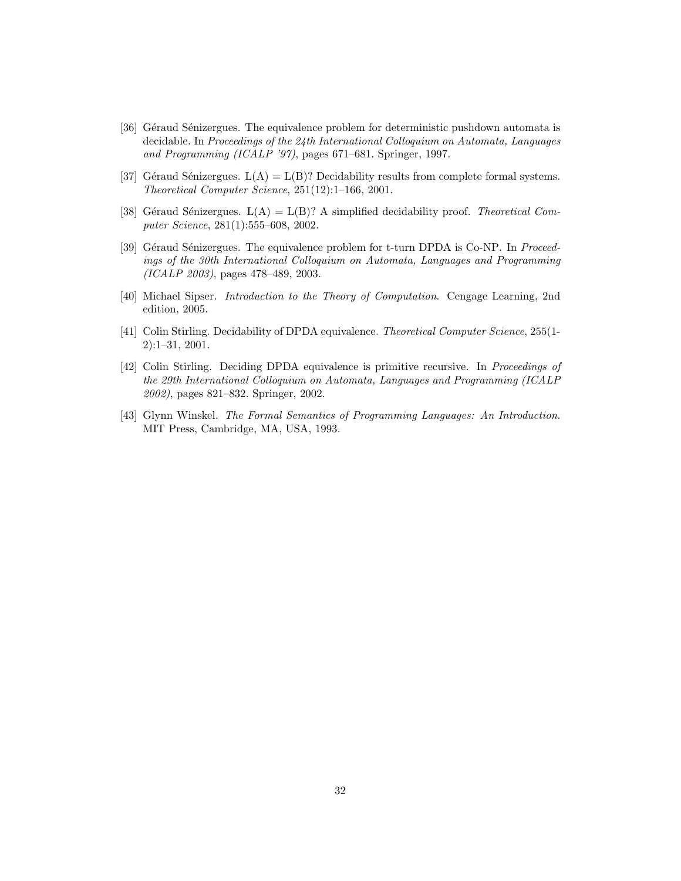[36] Géraud Sénizergues. The equivalence problem for deterministic pushdown automata is decidable. In *Proceedings of the 24th International Colloquium on Automata, Languages and Programming (ICALP '97)*, pages 671–681. Springer, 1997.

[37] Géraud Sénizergues. L(A) = L(B)? Decidability results from complete formal systems. *Theoretical Computer Science*, 251(12):1–166, 2001.

[38] Géraud Sénizergues. L(A) = L(B)? A simplified decidability proof. *Theoretical Computer Science*, 281(1):555–608, 2002.

[39] Géraud Sénizergues. The equivalence problem for t-turn DPDA is Co-NP. In *Proceedings of the 30th International Colloquium on Automata, Languages and Programming (ICALP 2003)*, pages 478–489, 2003.

[40] Michael Sipser. *Introduction to the Theory of Computation*. Cengage Learning, 2nd edition, 2005.

[41] Colin Stirling. Decidability of DPDA equivalence. *Theoretical Computer Science*, 255(1-2):1–31, 2001.

[42] Colin Stirling. Deciding DPDA equivalence is primitive recursive. In *Proceedings of the 29th International Colloquium on Automata, Languages and Programming (ICALP 2002)*, pages 821–832. Springer, 2002.

[43] Glynn Winskel. *The Formal Semantics of Programming Languages: An Introduction*. MIT Press, Cambridge, MA, USA, 1993.